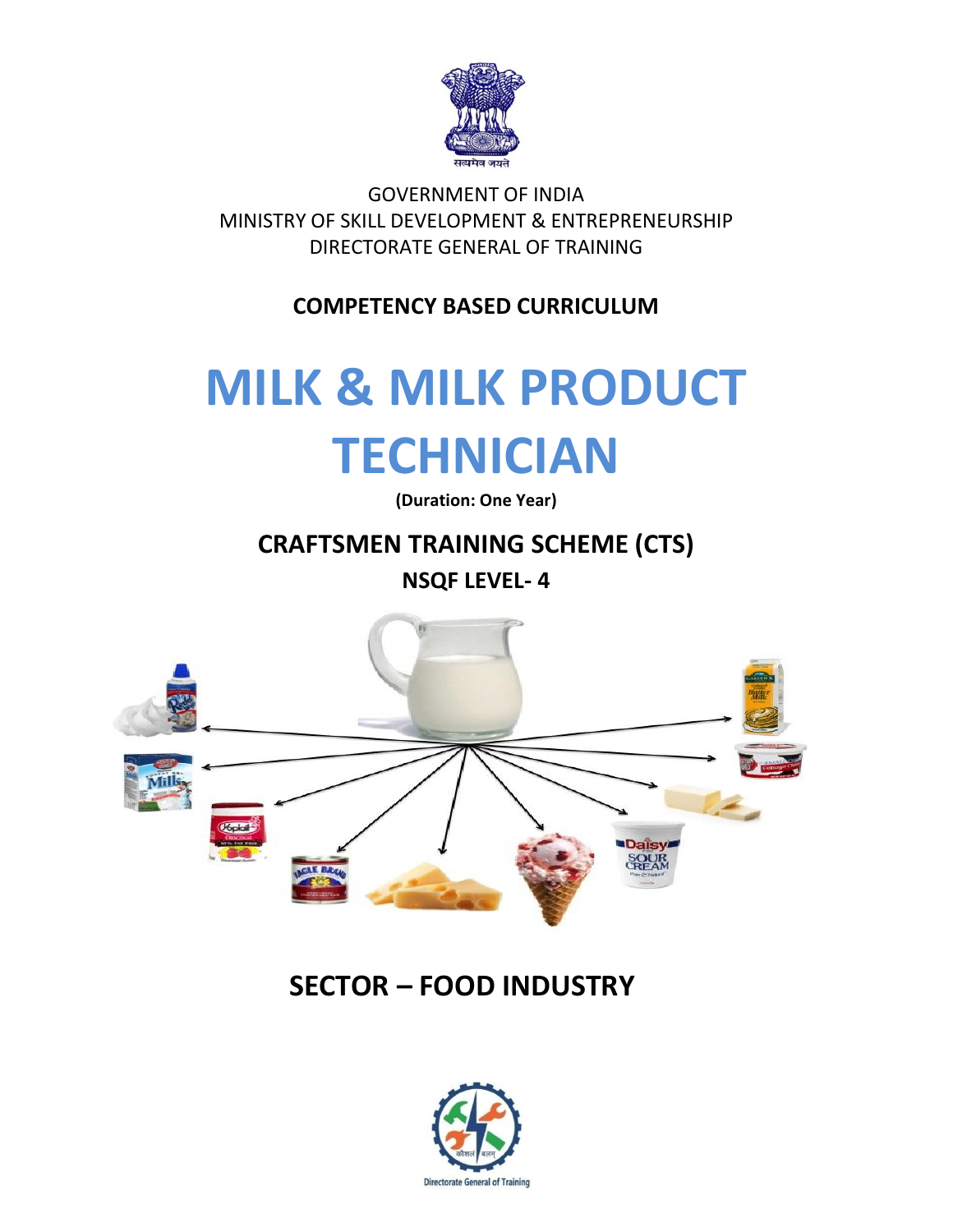सत्यमेव जयते

GOVERNMENT OF INDIA
MINISTRY OF SKILL DEVELOPMENT & ENTREPRENEURSHIP
DIRECTORATE GENERAL OF TRAINING

**COMPETENCY BASED CURRICULUM**

# MILK & MILK PRODUCT TECHNICIAN

**(Duration: One Year)**

## CRAFTSMEN TRAINING SCHEME (CTS)

**NSQF LEVEL- 4**

## SECTOR – FOOD INDUSTRY

Directorate General of Training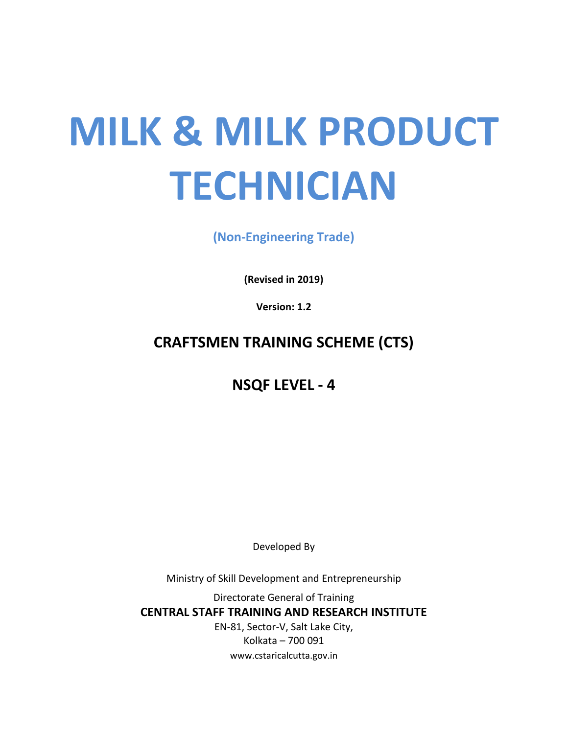# MILK & MILK PRODUCT TECHNICIAN

**(Non-Engineering Trade)**

**(Revised in 2019)**

**Version: 1.2**

## CRAFTSMEN TRAINING SCHEME (CTS)

## NSQF LEVEL - 4

Developed By

Ministry of Skill Development and Entrepreneurship

Directorate General of Training

**CENTRAL STAFF TRAINING AND RESEARCH INSTITUTE**

EN-81, Sector-V, Salt Lake City,

Kolkata – 700 091

www.cstaricalcutta.gov.in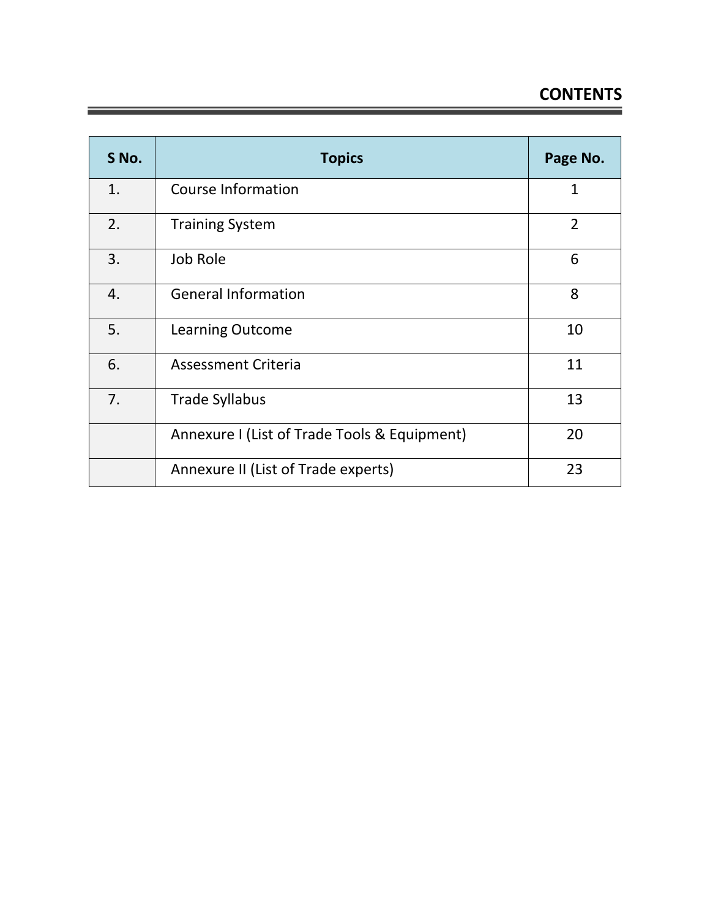# CONTENTS

| S No. | Topics | Page No. |
|---|---|---|
| 1. | Course Information | 1 |
| 2. | Training System | 2 |
| 3. | Job Role | 6 |
| 4. | General Information | 8 |
| 5. | Learning Outcome | 10 |
| 6. | Assessment Criteria | 11 |
| 7. | Trade Syllabus | 13 |
| | Annexure I (List of Trade Tools & Equipment) | 20 |
| | Annexure II (List of Trade experts) | 23 |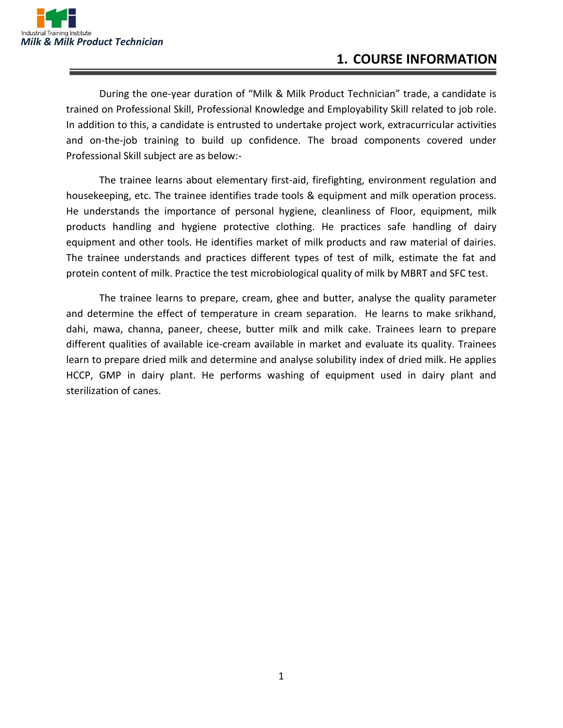# 1. COURSE INFORMATION

During the one-year duration of "Milk & Milk Product Technician" trade, a candidate is trained on Professional Skill, Professional Knowledge and Employability Skill related to job role. In addition to this, a candidate is entrusted to undertake project work, extracurricular activities and on-the-job training to build up confidence. The broad components covered under Professional Skill subject are as below:-

The trainee learns about elementary first-aid, firefighting, environment regulation and housekeeping, etc. The trainee identifies trade tools & equipment and milk operation process. He understands the importance of personal hygiene, cleanliness of Floor, equipment, milk products handling and hygiene protective clothing. He practices safe handling of dairy equipment and other tools. He identifies market of milk products and raw material of dairies. The trainee understands and practices different types of test of milk, estimate the fat and protein content of milk. Practice the test microbiological quality of milk by MBRT and SFC test.

The trainee learns to prepare, cream, ghee and butter, analyse the quality parameter and determine the effect of temperature in cream separation. He learns to make srikhand, dahi, mawa, channa, paneer, cheese, butter milk and milk cake. Trainees learn to prepare different qualities of available ice-cream available in market and evaluate its quality. Trainees learn to prepare dried milk and determine and analyse solubility index of dried milk. He applies HCCP, GMP in dairy plant. He performs washing of equipment used in dairy plant and sterilization of canes.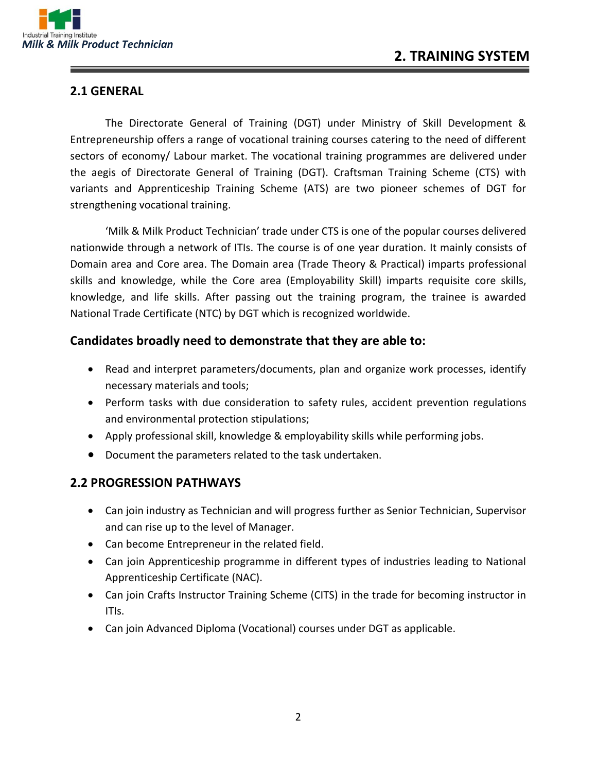# 2. TRAINING SYSTEM

## 2.1 GENERAL

The Directorate General of Training (DGT) under Ministry of Skill Development & Entrepreneurship offers a range of vocational training courses catering to the need of different sectors of economy/ Labour market. The vocational training programmes are delivered under the aegis of Directorate General of Training (DGT). Craftsman Training Scheme (CTS) with variants and Apprenticeship Training Scheme (ATS) are two pioneer schemes of DGT for strengthening vocational training.

'Milk & Milk Product Technician' trade under CTS is one of the popular courses delivered nationwide through a network of ITIs. The course is of one year duration. It mainly consists of Domain area and Core area. The Domain area (Trade Theory & Practical) imparts professional skills and knowledge, while the Core area (Employability Skill) imparts requisite core skills, knowledge, and life skills. After passing out the training program, the trainee is awarded National Trade Certificate (NTC) by DGT which is recognized worldwide.

### Candidates broadly need to demonstrate that they are able to:

- Read and interpret parameters/documents, plan and organize work processes, identify necessary materials and tools;
- Perform tasks with due consideration to safety rules, accident prevention regulations and environmental protection stipulations;
- Apply professional skill, knowledge & employability skills while performing jobs.
- Document the parameters related to the task undertaken.

## 2.2 PROGRESSION PATHWAYS

- Can join industry as Technician and will progress further as Senior Technician, Supervisor and can rise up to the level of Manager.
- Can become Entrepreneur in the related field.
- Can join Apprenticeship programme in different types of industries leading to National Apprenticeship Certificate (NAC).
- Can join Crafts Instructor Training Scheme (CITS) in the trade for becoming instructor in ITIs.
- Can join Advanced Diploma (Vocational) courses under DGT as applicable.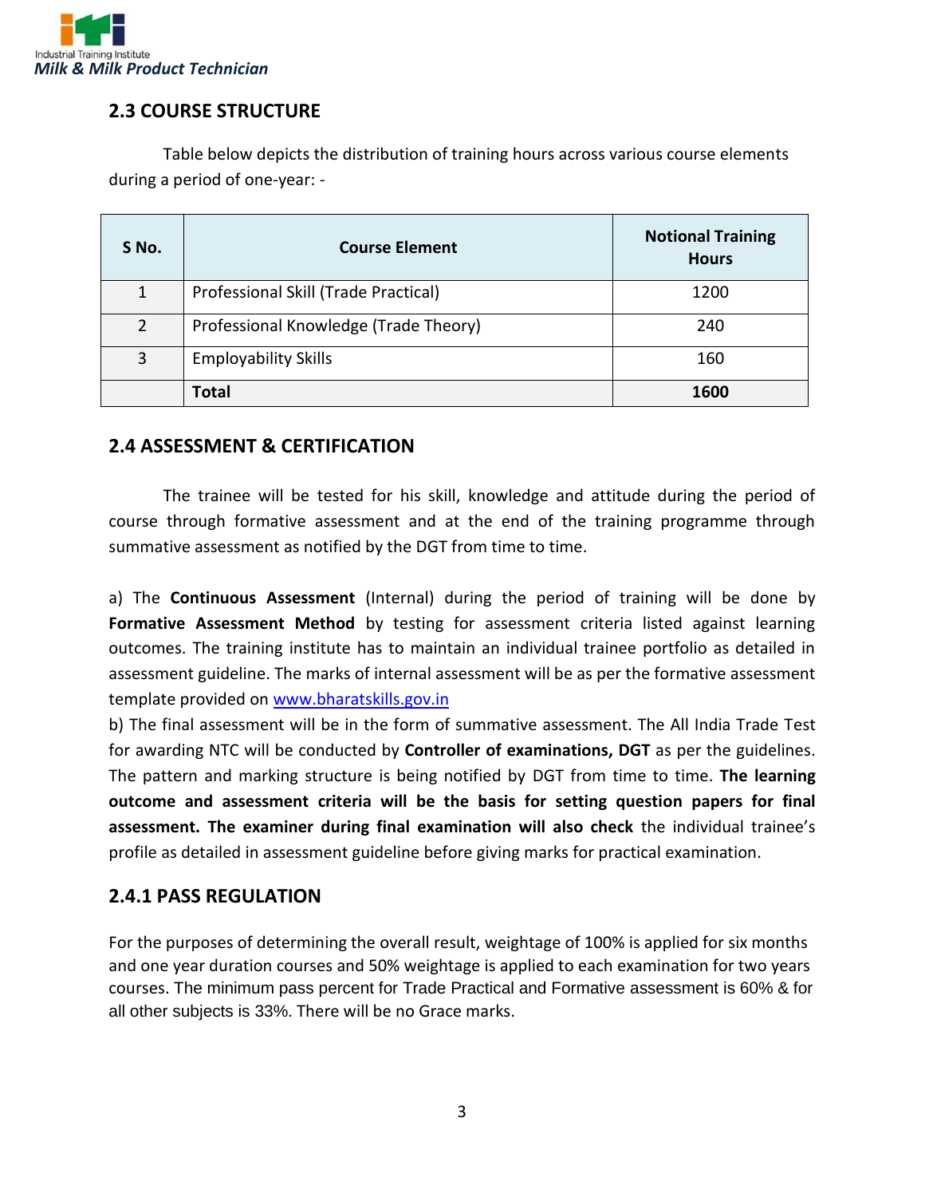## 2.3 COURSE STRUCTURE

Table below depicts the distribution of training hours across various course elements during a period of one-year: -

| S No. | Course Element | Notional Training Hours |
|---|---|---|
| 1 | Professional Skill (Trade Practical) | 1200 |
| 2 | Professional Knowledge (Trade Theory) | 240 |
| 3 | Employability Skills | 160 |
| | **Total** | **1600** |

## 2.4 ASSESSMENT & CERTIFICATION

The trainee will be tested for his skill, knowledge and attitude during the period of course through formative assessment and at the end of the training programme through summative assessment as notified by the DGT from time to time.

a) The **Continuous Assessment** (Internal) during the period of training will be done by **Formative Assessment Method** by testing for assessment criteria listed against learning outcomes. The training institute has to maintain an individual trainee portfolio as detailed in assessment guideline. The marks of internal assessment will be as per the formative assessment template provided on [www.bharatskills.gov.in](http://www.bharatskills.gov.in)

b) The final assessment will be in the form of summative assessment. The All India Trade Test for awarding NTC will be conducted by **Controller of examinations, DGT** as per the guidelines. The pattern and marking structure is being notified by DGT from time to time. **The learning outcome and assessment criteria will be the basis for setting question papers for final assessment. The examiner during final examination will also check** the individual trainee's profile as detailed in assessment guideline before giving marks for practical examination.

### 2.4.1 PASS REGULATION

For the purposes of determining the overall result, weightage of 100% is applied for six months and one year duration courses and 50% weightage is applied to each examination for two years courses. The minimum pass percent for Trade Practical and Formative assessment is 60% & for all other subjects is 33%. There will be no Grace marks.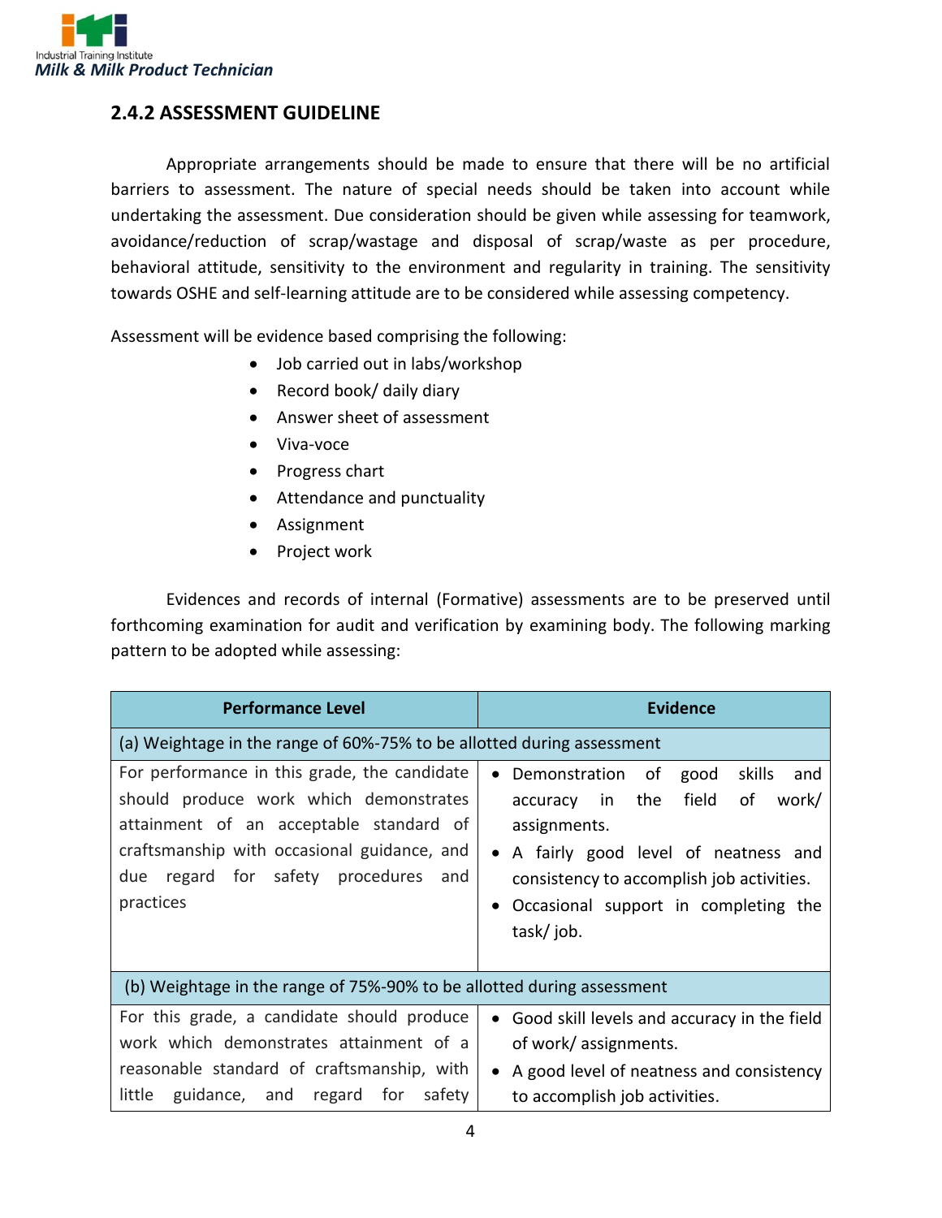## 2.4.2 ASSESSMENT GUIDELINE

Appropriate arrangements should be made to ensure that there will be no artificial barriers to assessment. The nature of special needs should be taken into account while undertaking the assessment. Due consideration should be given while assessing for teamwork, avoidance/reduction of scrap/wastage and disposal of scrap/waste as per procedure, behavioral attitude, sensitivity to the environment and regularity in training. The sensitivity towards OSHE and self-learning attitude are to be considered while assessing competency.

Assessment will be evidence based comprising the following:

- Job carried out in labs/workshop
- Record book/ daily diary
- Answer sheet of assessment
- Viva-voce
- Progress chart
- Attendance and punctuality
- Assignment
- Project work

Evidences and records of internal (Formative) assessments are to be preserved until forthcoming examination for audit and verification by examining body. The following marking pattern to be adopted while assessing:

| Performance Level | Evidence |
|---|---|
| (a) Weightage in the range of 60%-75% to be allotted during assessment | |
| For performance in this grade, the candidate should produce work which demonstrates attainment of an acceptable standard of craftsmanship with occasional guidance, and due regard for safety procedures and practices | • Demonstration of good skills and accuracy in the field of work/ assignments.<br>• A fairly good level of neatness and consistency to accomplish job activities.<br>• Occasional support in completing the task/ job. |
| (b) Weightage in the range of 75%-90% to be allotted during assessment | |
| For this grade, a candidate should produce work which demonstrates attainment of a reasonable standard of craftsmanship, with little guidance, and regard for safety | • Good skill levels and accuracy in the field of work/ assignments.<br>• A good level of neatness and consistency to accomplish job activities. |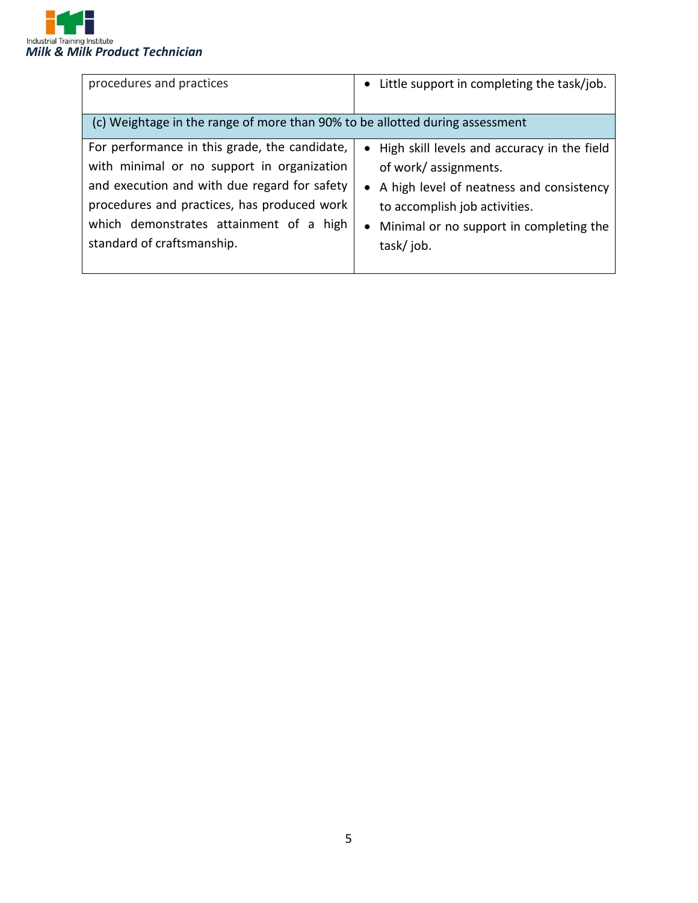| | |
|---|---|
| procedures and practices | • Little support in completing the task/job. |
| (c) Weightage in the range of more than 90% to be allotted during assessment | |
| For performance in this grade, the candidate, with minimal or no support in organization and execution and with due regard for safety procedures and practices, has produced work which demonstrates attainment of a high standard of craftsmanship. | • High skill levels and accuracy in the field of work/ assignments.<br>• A high level of neatness and consistency to accomplish job activities.<br>• Minimal or no support in completing the task/ job. |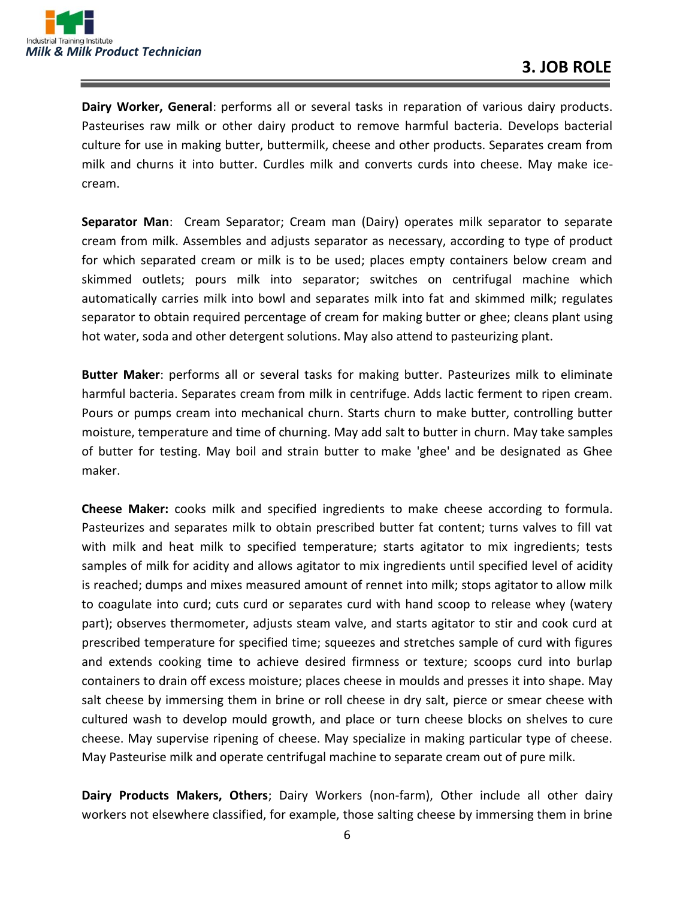## 3. JOB ROLE

**Dairy Worker, General**: performs all or several tasks in reparation of various dairy products. Pasteurises raw milk or other dairy product to remove harmful bacteria. Develops bacterial culture for use in making butter, buttermilk, cheese and other products. Separates cream from milk and churns it into butter. Curdles milk and converts curds into cheese. May make ice-cream.

**Separator Man**: Cream Separator; Cream man (Dairy) operates milk separator to separate cream from milk. Assembles and adjusts separator as necessary, according to type of product for which separated cream or milk is to be used; places empty containers below cream and skimmed outlets; pours milk into separator; switches on centrifugal machine which automatically carries milk into bowl and separates milk into fat and skimmed milk; regulates separator to obtain required percentage of cream for making butter or ghee; cleans plant using hot water, soda and other detergent solutions. May also attend to pasteurizing plant.

**Butter Maker**: performs all or several tasks for making butter. Pasteurizes milk to eliminate harmful bacteria. Separates cream from milk in centrifuge. Adds lactic ferment to ripen cream. Pours or pumps cream into mechanical churn. Starts churn to make butter, controlling butter moisture, temperature and time of churning. May add salt to butter in churn. May take samples of butter for testing. May boil and strain butter to make 'ghee' and be designated as Ghee maker.

**Cheese Maker:** cooks milk and specified ingredients to make cheese according to formula. Pasteurizes and separates milk to obtain prescribed butter fat content; turns valves to fill vat with milk and heat milk to specified temperature; starts agitator to mix ingredients; tests samples of milk for acidity and allows agitator to mix ingredients until specified level of acidity is reached; dumps and mixes measured amount of rennet into milk; stops agitator to allow milk to coagulate into curd; cuts curd or separates curd with hand scoop to release whey (watery part); observes thermometer, adjusts steam valve, and starts agitator to stir and cook curd at prescribed temperature for specified time; squeezes and stretches sample of curd with figures and extends cooking time to achieve desired firmness or texture; scoops curd into burlap containers to drain off excess moisture; places cheese in moulds and presses it into shape. May salt cheese by immersing them in brine or roll cheese in dry salt, pierce or smear cheese with cultured wash to develop mould growth, and place or turn cheese blocks on shelves to cure cheese. May supervise ripening of cheese. May specialize in making particular type of cheese. May Pasteurise milk and operate centrifugal machine to separate cream out of pure milk.

**Dairy Products Makers, Others**; Dairy Workers (non-farm), Other include all other dairy workers not elsewhere classified, for example, those salting cheese by immersing them in brine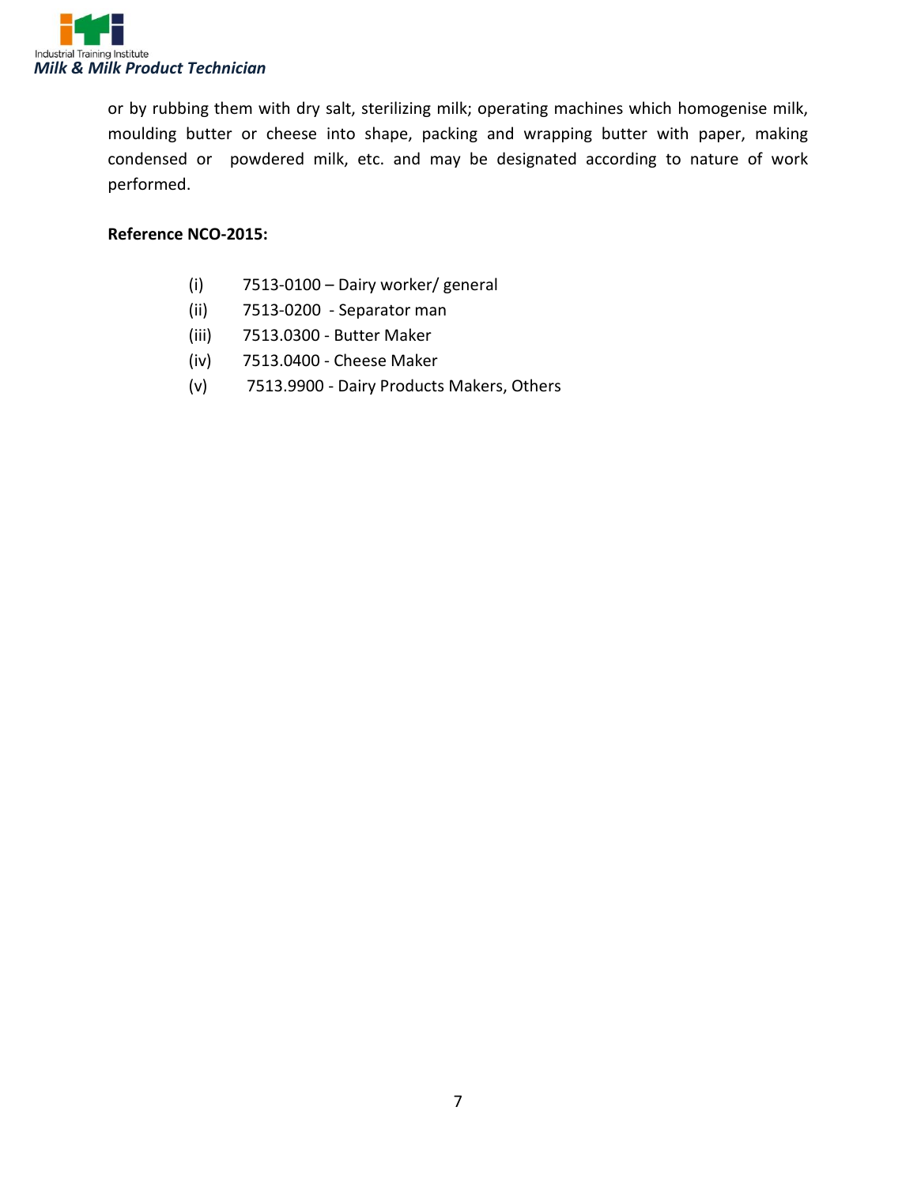or by rubbing them with dry salt, sterilizing milk; operating machines which homogenise milk, moulding butter or cheese into shape, packing and wrapping butter with paper, making condensed or powdered milk, etc. and may be designated according to nature of work performed.

**Reference NCO-2015:**

(i) 7513-0100 – Dairy worker/ general
(ii) 7513-0200 - Separator man
(iii) 7513.0300 - Butter Maker
(iv) 7513.0400 - Cheese Maker
(v) 7513.9900 - Dairy Products Makers, Others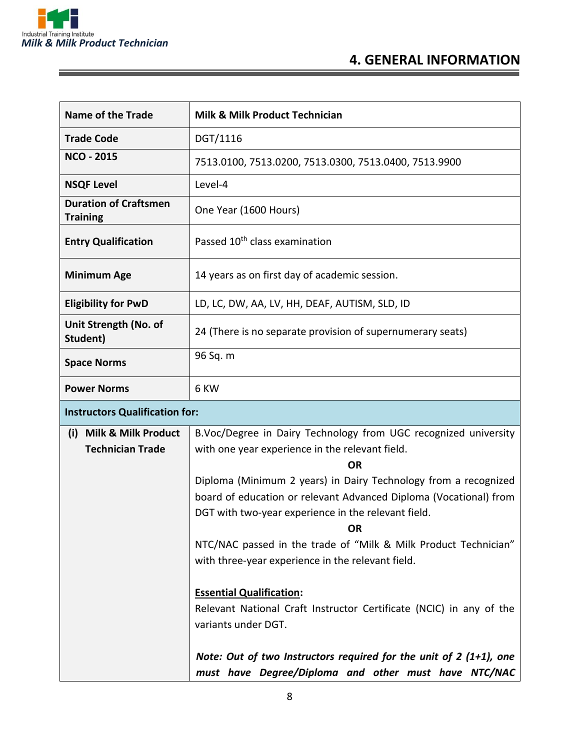# 4. GENERAL INFORMATION

| Name of the Trade | Milk & Milk Product Technician |
|---|---|
| Trade Code | DGT/1116 |
| NCO - 2015 | 7513.0100, 7513.0200, 7513.0300, 7513.0400, 7513.9900 |
| NSQF Level | Level-4 |
| Duration of Craftsmen Training | One Year (1600 Hours) |
| Entry Qualification | Passed 10th class examination |
| Minimum Age | 14 years as on first day of academic session. |
| Eligibility for PwD | LD, LC, DW, AA, LV, HH, DEAF, AUTISM, SLD, ID |
| Unit Strength (No. of Student) | 24 (There is no separate provision of supernumerary seats) |
| Space Norms | 96 Sq. m |
| Power Norms | 6 KW |
| **Instructors Qualification for:** | |
| (i) Milk & Milk Product Technician Trade | B.Voc/Degree in Dairy Technology from UGC recognized university with one year experience in the relevant field.<br>**OR**<br>Diploma (Minimum 2 years) in Dairy Technology from a recognized board of education or relevant Advanced Diploma (Vocational) from DGT with two-year experience in the relevant field.<br>**OR**<br>NTC/NAC passed in the trade of "Milk & Milk Product Technician" with three-year experience in the relevant field.<br><br>**Essential Qualification:**<br>Relevant National Craft Instructor Certificate (NCIC) in any of the variants under DGT.<br><br>***Note: Out of two Instructors required for the unit of 2 (1+1), one must have Degree/Diploma and other must have NTC/NAC*** |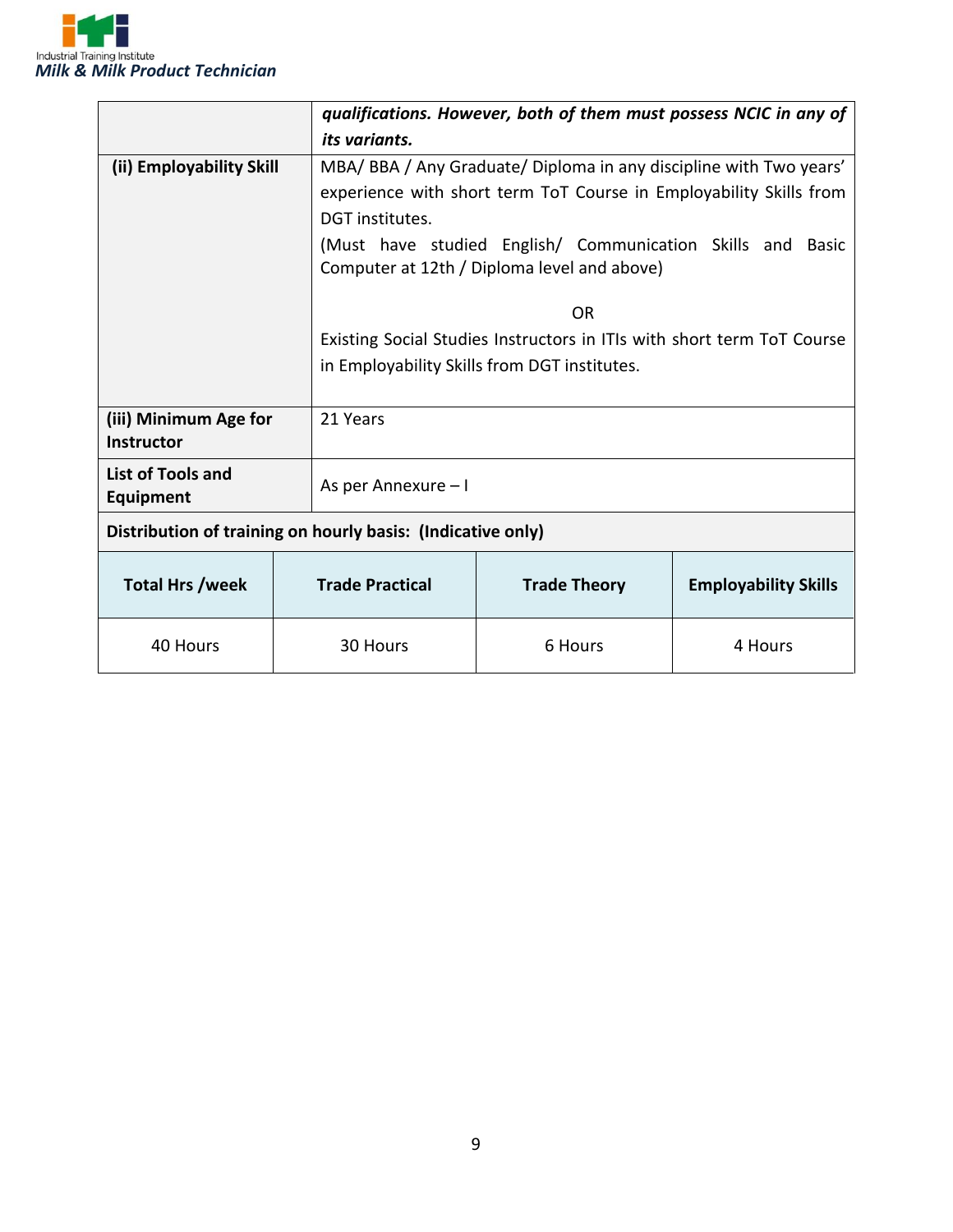| | |
|---|---|
| | ***qualifications. However, both of them must possess NCIC in any of its variants.*** |
| **(ii) Employability Skill** | MBA/ BBA / Any Graduate/ Diploma in any discipline with Two years' experience with short term ToT Course in Employability Skills from DGT institutes.<br>(Must have studied English/ Communication Skills and Basic Computer at 12th / Diploma level and above)<br><br>OR<br><br>Existing Social Studies Instructors in ITIs with short term ToT Course in Employability Skills from DGT institutes. |
| **(iii) Minimum Age for Instructor** | 21 Years |
| **List of Tools and Equipment** | As per Annexure – I |

**Distribution of training on hourly basis: (Indicative only)**

| Total Hrs /week | Trade Practical | Trade Theory | Employability Skills |
|---|---|---|---|
| 40 Hours | 30 Hours | 6 Hours | 4 Hours |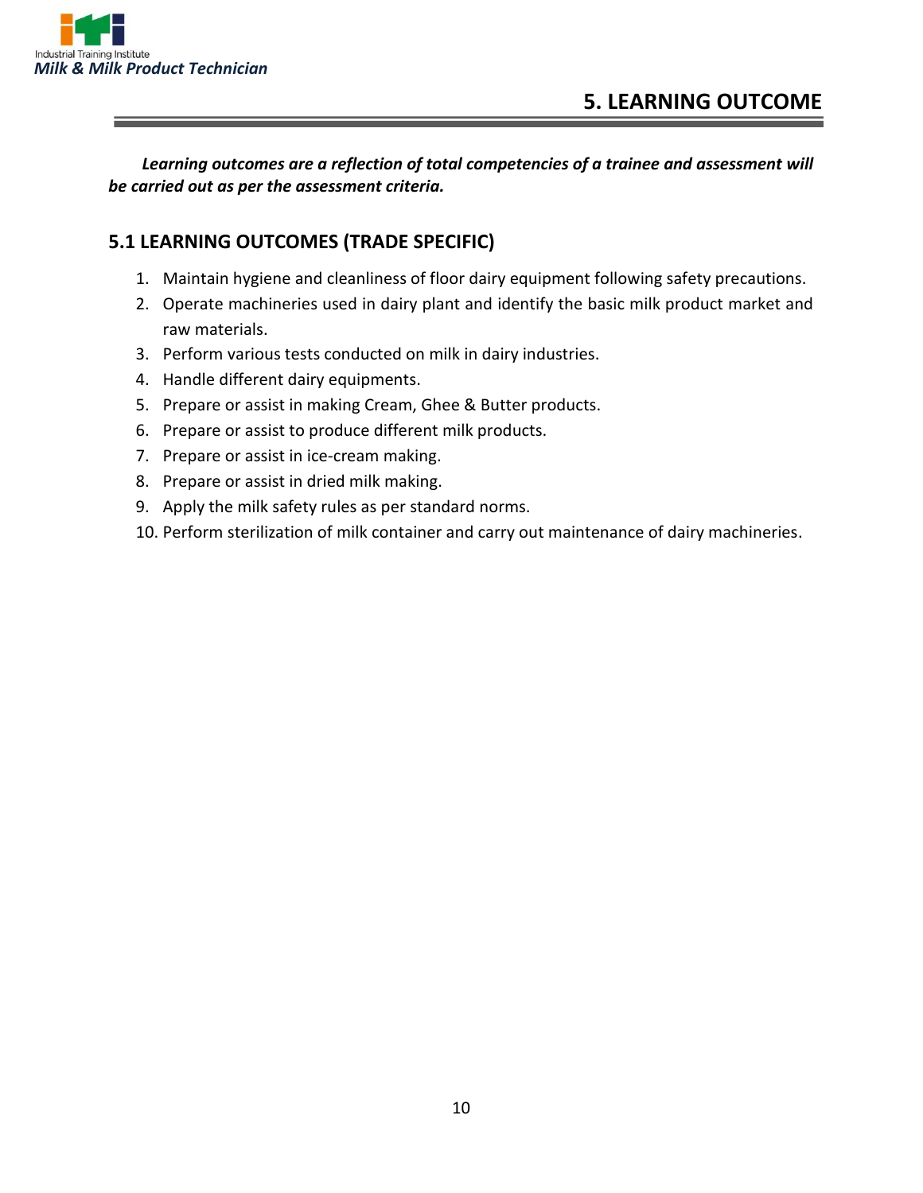# 5. LEARNING OUTCOME

***Learning outcomes are a reflection of total competencies of a trainee and assessment will be carried out as per the assessment criteria.***

## 5.1 LEARNING OUTCOMES (TRADE SPECIFIC)

1. Maintain hygiene and cleanliness of floor dairy equipment following safety precautions.
2. Operate machineries used in dairy plant and identify the basic milk product market and raw materials.
3. Perform various tests conducted on milk in dairy industries.
4. Handle different dairy equipments.
5. Prepare or assist in making Cream, Ghee & Butter products.
6. Prepare or assist to produce different milk products.
7. Prepare or assist in ice-cream making.
8. Prepare or assist in dried milk making.
9. Apply the milk safety rules as per standard norms.
10. Perform sterilization of milk container and carry out maintenance of dairy machineries.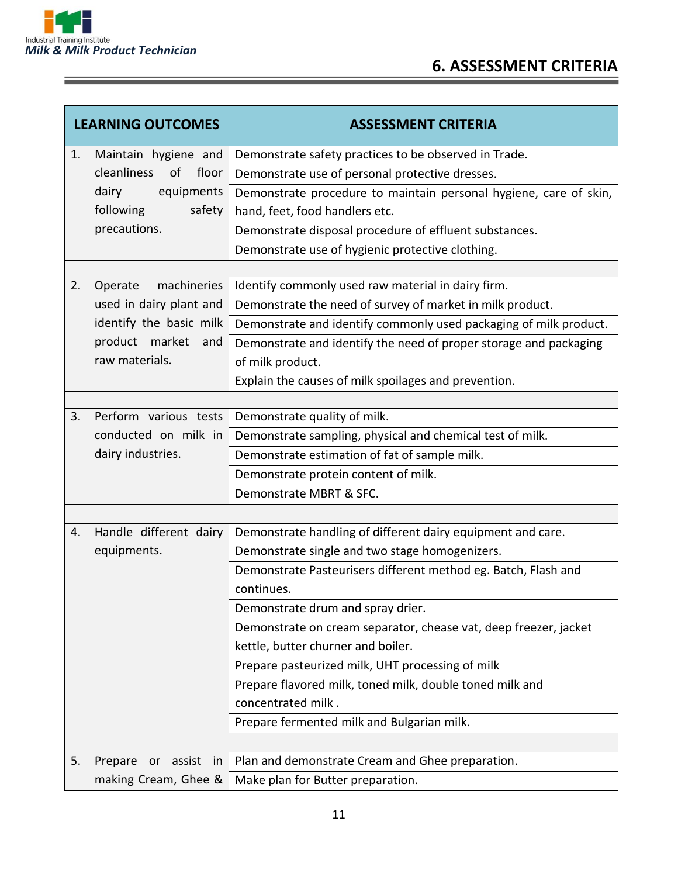# 6. ASSESSMENT CRITERIA

| LEARNING OUTCOMES | ASSESSMENT CRITERIA |
|---|---|
| 1. Maintain hygiene and cleanliness of floor dairy equipments following safety precautions. | Demonstrate safety practices to be observed in Trade. |
| | Demonstrate use of personal protective dresses. |
| | Demonstrate procedure to maintain personal hygiene, care of skin, hand, feet, food handlers etc. |
| | Demonstrate disposal procedure of effluent substances. |
| | Demonstrate use of hygienic protective clothing. |
| | |
| 2. Operate machineries used in dairy plant and identify the basic milk product market and raw materials. | Identify commonly used raw material in dairy firm. |
| | Demonstrate the need of survey of market in milk product. |
| | Demonstrate and identify commonly used packaging of milk product. |
| | Demonstrate and identify the need of proper storage and packaging of milk product. |
| | Explain the causes of milk spoilages and prevention. |
| | |
| 3. Perform various tests conducted on milk in dairy industries. | Demonstrate quality of milk. |
| | Demonstrate sampling, physical and chemical test of milk. |
| | Demonstrate estimation of fat of sample milk. |
| | Demonstrate protein content of milk. |
| | Demonstrate MBRT & SFC. |
| | |
| 4. Handle different dairy equipments. | Demonstrate handling of different dairy equipment and care. |
| | Demonstrate single and two stage homogenizers. |
| | Demonstrate Pasteurisers different method eg. Batch, Flash and continues. |
| | Demonstrate drum and spray drier. |
| | Demonstrate on cream separator, chease vat, deep freezer, jacket kettle, butter churner and boiler. |
| | Prepare pasteurized milk, UHT processing of milk |
| | Prepare flavored milk, toned milk, double toned milk and concentrated milk . |
| | Prepare fermented milk and Bulgarian milk. |
| | |
| 5. Prepare or assist in making Cream, Ghee & | Plan and demonstrate Cream and Ghee preparation. |
| | Make plan for Butter preparation. |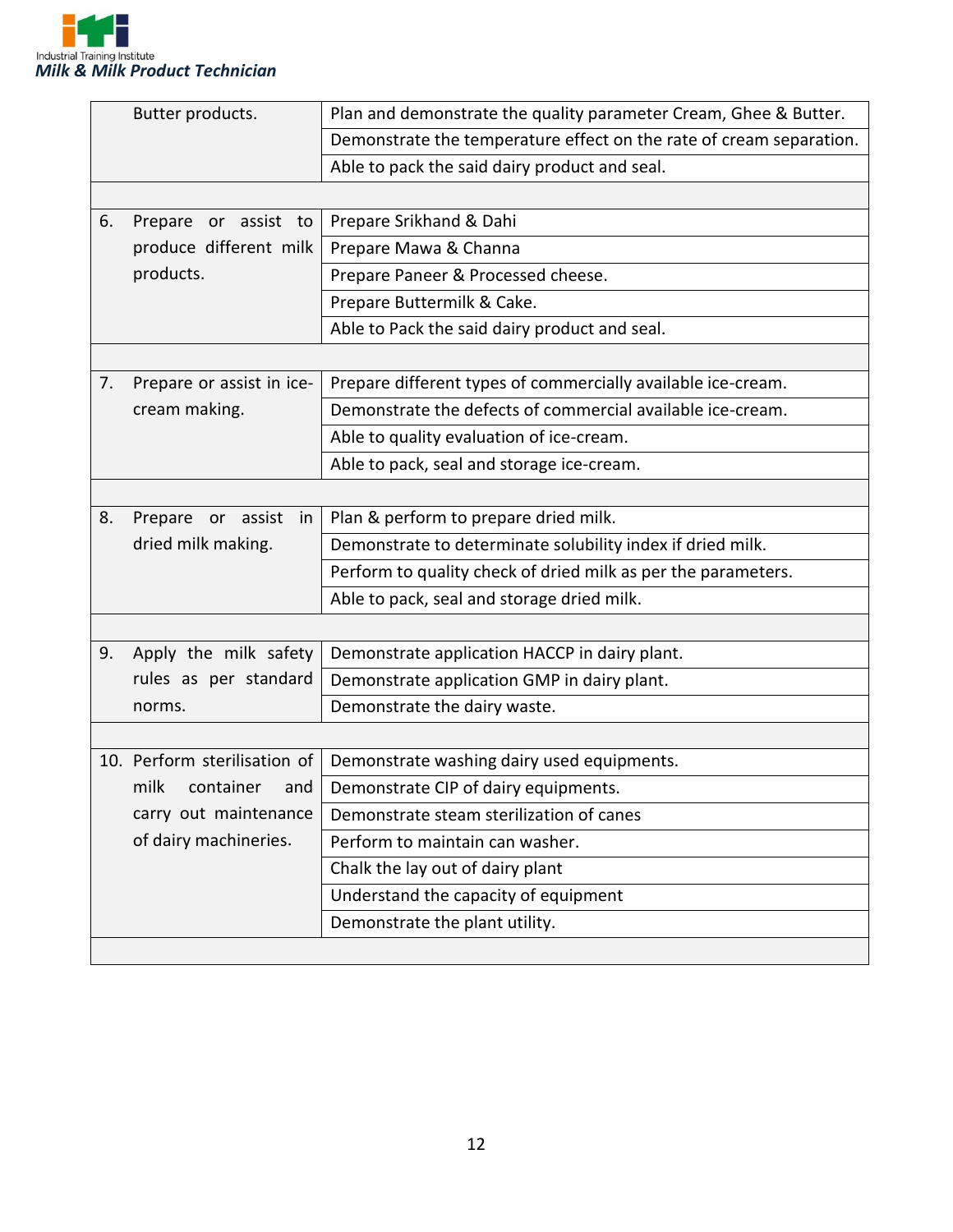| | |
|---|---|
| Butter products. | Plan and demonstrate the quality parameter Cream, Ghee & Butter. |
| | Demonstrate the temperature effect on the rate of cream separation. |
| | Able to pack the said dairy product and seal. |
| | |
| 6. Prepare or assist to produce different milk products. | Prepare Srikhand & Dahi |
| | Prepare Mawa & Channa |
| | Prepare Paneer & Processed cheese. |
| | Prepare Buttermilk & Cake. |
| | Able to Pack the said dairy product and seal. |
| | |
| 7. Prepare or assist in ice-cream making. | Prepare different types of commercially available ice-cream. |
| | Demonstrate the defects of commercial available ice-cream. |
| | Able to quality evaluation of ice-cream. |
| | Able to pack, seal and storage ice-cream. |
| | |
| 8. Prepare or assist in dried milk making. | Plan & perform to prepare dried milk. |
| | Demonstrate to determinate solubility index if dried milk. |
| | Perform to quality check of dried milk as per the parameters. |
| | Able to pack, seal and storage dried milk. |
| | |
| 9. Apply the milk safety rules as per standard norms. | Demonstrate application HACCP in dairy plant. |
| | Demonstrate application GMP in dairy plant. |
| | Demonstrate the dairy waste. |
| | |
| 10. Perform sterilisation of milk container and carry out maintenance of dairy machineries. | Demonstrate washing dairy used equipments. |
| | Demonstrate CIP of dairy equipments. |
| | Demonstrate steam sterilization of canes |
| | Perform to maintain can washer. |
| | Chalk the lay out of dairy plant |
| | Understand the capacity of equipment |
| | Demonstrate the plant utility. |
| | |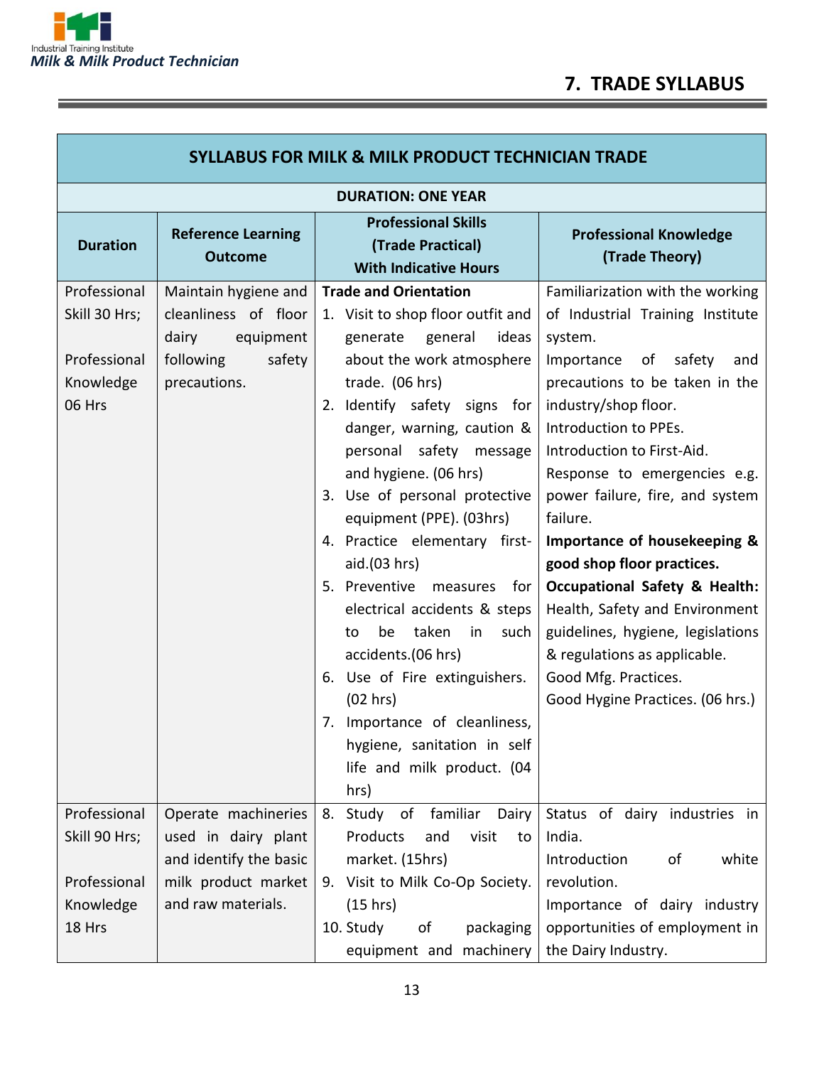## 7. TRADE SYLLABUS

| SYLLABUS FOR MILK & MILK PRODUCT TECHNICIAN TRADE | | | |
|---|---|---|---|
| **DURATION: ONE YEAR** | | | |
| **Duration** | **Reference Learning Outcome** | **Professional Skills (Trade Practical) With Indicative Hours** | **Professional Knowledge (Trade Theory)** |
| Professional Skill 30 Hrs;<br><br>Professional Knowledge 06 Hrs | Maintain hygiene and cleanliness of floor dairy equipment following safety precautions. | **Trade and Orientation**<br>1. Visit to shop floor outfit and generate general ideas about the work atmosphere trade. (06 hrs)<br>2. Identify safety signs for danger, warning, caution & personal safety message and hygiene. (06 hrs)<br>3. Use of personal protective equipment (PPE). (03hrs)<br>4. Practice elementary first-aid.(03 hrs)<br>5. Preventive measures for electrical accidents & steps to be taken in such accidents.(06 hrs)<br>6. Use of Fire extinguishers. (02 hrs)<br>7. Importance of cleanliness, hygiene, sanitation in self life and milk product. (04 hrs) | Familiarization with the working of Industrial Training Institute system.<br>Importance of safety and precautions to be taken in the industry/shop floor.<br>Introduction to PPEs.<br>Introduction to First-Aid.<br>Response to emergencies e.g. power failure, fire, and system failure.<br>**Importance of housekeeping & good shop floor practices.**<br>**Occupational Safety & Health:** Health, Safety and Environment guidelines, hygiene, legislations & regulations as applicable.<br>Good Mfg. Practices.<br>Good Hygine Practices. (06 hrs.) |
| Professional Skill 90 Hrs;<br><br>Professional Knowledge 18 Hrs | Operate machineries used in dairy plant and identify the basic milk product market and raw materials. | 8. Study of familiar Dairy Products and visit to market. (15hrs)<br>9. Visit to Milk Co-Op Society. (15 hrs)<br>10. Study of packaging equipment and machinery | Status of dairy industries in India.<br>Introduction of white revolution.<br>Importance of dairy industry opportunities of employment in the Dairy Industry. |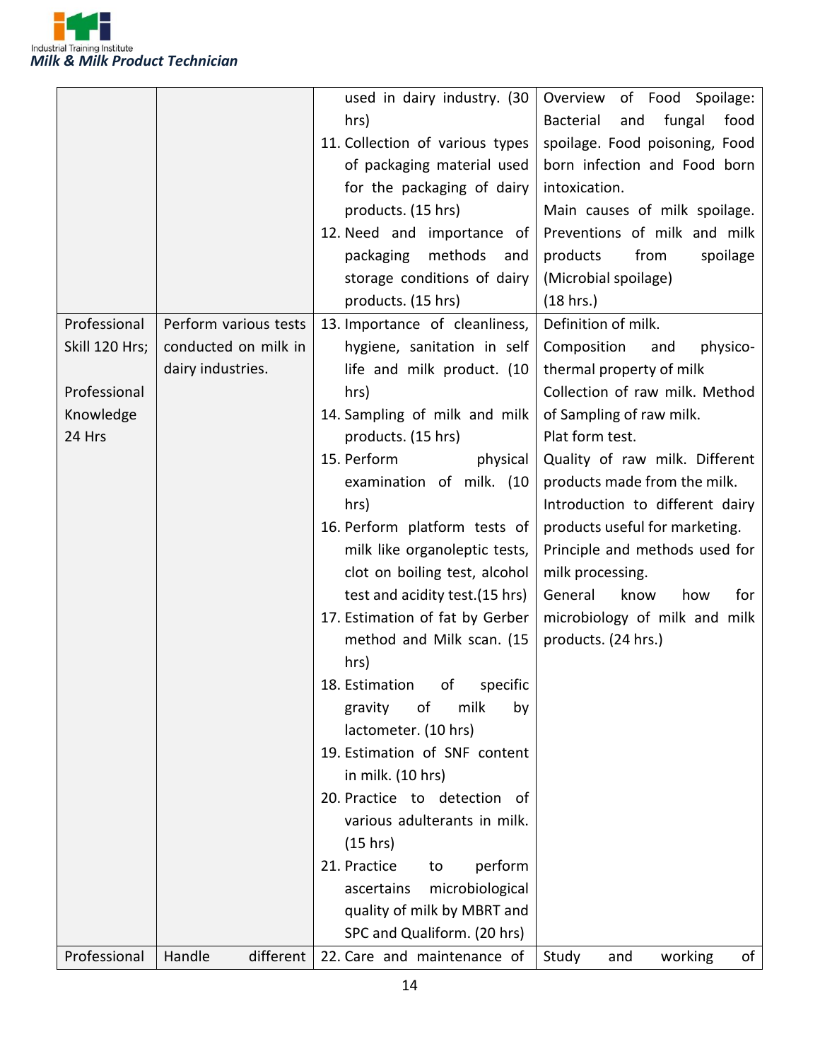| | | used in dairy industry. (30 hrs)<br>11. Collection of various types of packaging material used for the packaging of dairy products. (15 hrs)<br>12. Need and importance of packaging methods and storage conditions of dairy products. (15 hrs) | Overview of Food Spoilage: Bacterial and fungal food spoilage. Food poisoning, Food born infection and Food born intoxication.<br>Main causes of milk spoilage. Preventions of milk and milk products from spoilage (Microbial spoilage)<br>(18 hrs.) |
|---|---|---|---|
| Professional Skill 120 Hrs;<br><br>Professional Knowledge 24 Hrs | Perform various tests conducted on milk in dairy industries. | 13. Importance of cleanliness, hygiene, sanitation in self life and milk product. (10 hrs)<br>14. Sampling of milk and milk products. (15 hrs)<br>15. Perform physical examination of milk. (10 hrs)<br>16. Perform platform tests of milk like organoleptic tests, clot on boiling test, alcohol test and acidity test.(15 hrs)<br>17. Estimation of fat by Gerber method and Milk scan. (15 hrs)<br>18. Estimation of specific gravity of milk by lactometer. (10 hrs)<br>19. Estimation of SNF content in milk. (10 hrs)<br>20. Practice to detection of various adulterants in milk. (15 hrs)<br>21. Practice to perform ascertains microbiological quality of milk by MBRT and SPC and Qualiform. (20 hrs) | Definition of milk.<br>Composition and physico-thermal property of milk<br>Collection of raw milk. Method of Sampling of raw milk.<br>Plat form test.<br>Quality of raw milk. Different products made from the milk.<br>Introduction to different dairy products useful for marketing.<br>Principle and methods used for milk processing.<br>General know how for microbiology of milk and milk products. (24 hrs.) |
| Professional | Handle different | 22. Care and maintenance of | Study and working of |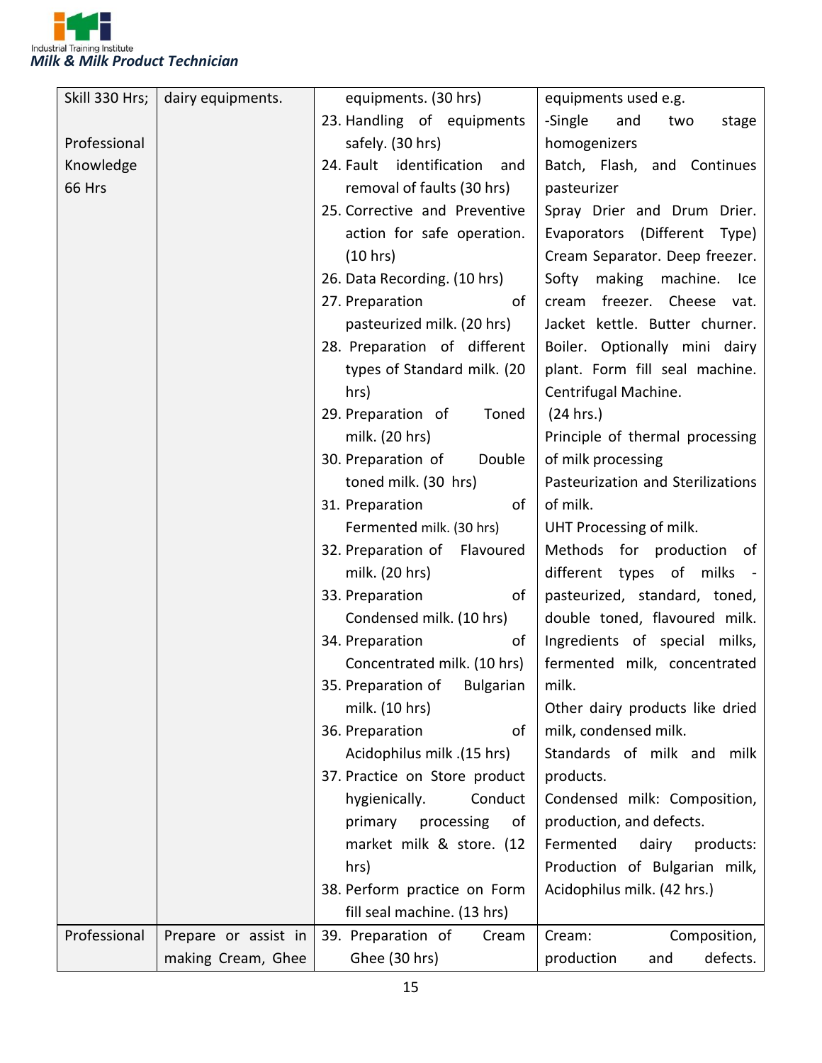| | | | |
|---|---|---|---|
| Skill 330 Hrs;<br><br>Professional Knowledge 66 Hrs | dairy equipments. | equipments. (30 hrs)<br>23. Handling of equipments safely. (30 hrs)<br>24. Fault identification and removal of faults (30 hrs)<br>25. Corrective and Preventive action for safe operation. (10 hrs)<br>26. Data Recording. (10 hrs)<br>27. Preparation of pasteurized milk. (20 hrs)<br>28. Preparation of different types of Standard milk. (20 hrs)<br>29. Preparation of Toned milk. (20 hrs)<br>30. Preparation of Double toned milk. (30 hrs)<br>31. Preparation of Fermented milk. (30 hrs)<br>32. Preparation of Flavoured milk. (20 hrs)<br>33. Preparation of Condensed milk. (10 hrs)<br>34. Preparation of Concentrated milk. (10 hrs)<br>35. Preparation of Bulgarian milk. (10 hrs)<br>36. Preparation of Acidophilus milk .(15 hrs)<br>37. Practice on Store product hygienically. Conduct primary processing of market milk & store. (12 hrs)<br>38. Perform practice on Form fill seal machine. (13 hrs) | equipments used e.g.<br>-Single and two stage homogenizers<br>Batch, Flash, and Continues pasteurizer<br>Spray Drier and Drum Drier. Evaporators (Different Type) Cream Separator. Deep freezer. Softy making machine. Ice cream freezer. Cheese vat. Jacket kettle. Butter churner. Boiler. Optionally mini dairy plant. Form fill seal machine. Centrifugal Machine.<br>(24 hrs.)<br>Principle of thermal processing of milk processing<br>Pasteurization and Sterilizations of milk.<br>UHT Processing of milk.<br>Methods for production of different types of milks - pasteurized, standard, toned, double toned, flavoured milk.<br>Ingredients of special milks, fermented milk, concentrated milk.<br>Other dairy products like dried milk, condensed milk.<br>Standards of milk and milk products.<br>Condensed milk: Composition, production, and defects.<br>Fermented dairy products: Production of Bulgarian milk, Acidophilus milk. (42 hrs.) |
| Professional | Prepare or assist in making Cream, Ghee | 39. Preparation of Cream Ghee (30 hrs) | Cream: Composition, production and defects. |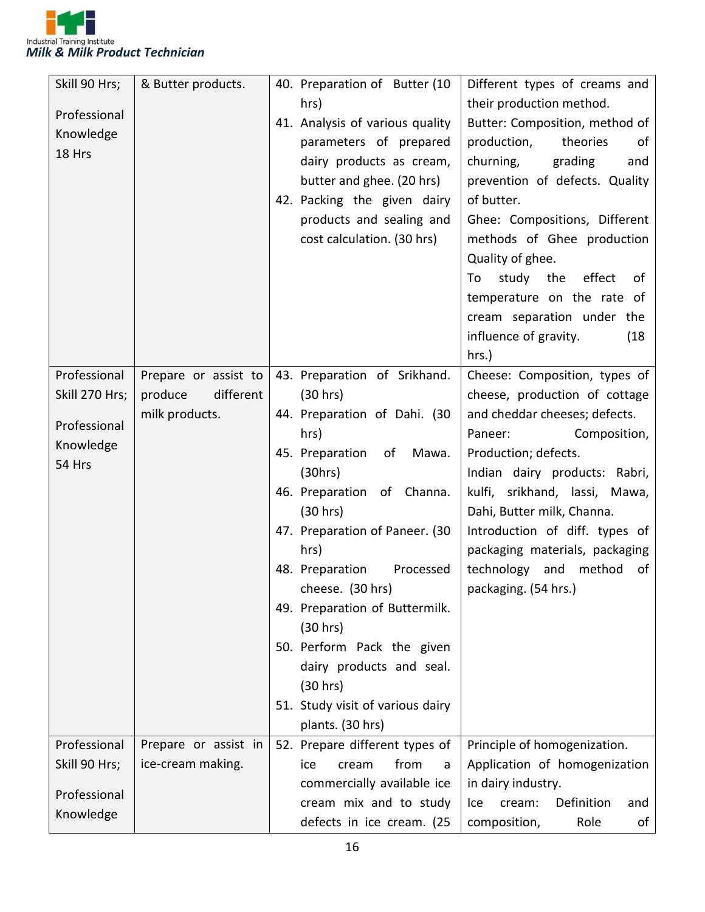| | | | |
|---|---|---|---|
| Skill 90 Hrs;<br><br>Professional Knowledge 18 Hrs | & Butter products. | 40. Preparation of Butter (10 hrs)<br>41. Analysis of various quality parameters of prepared dairy products as cream, butter and ghee. (20 hrs)<br>42. Packing the given dairy products and sealing and cost calculation. (30 hrs) | Different types of creams and their production method.<br>Butter: Composition, method of production, theories of churning, grading and prevention of defects. Quality of butter.<br>Ghee: Compositions, Different methods of Ghee production Quality of ghee.<br>To study the effect of temperature on the rate of cream separation under the influence of gravity. (18 hrs.) |
| Professional Skill 270 Hrs;<br><br>Professional Knowledge 54 Hrs | Prepare or assist to produce different milk products. | 43. Preparation of Srikhand. (30 hrs)<br>44. Preparation of Dahi. (30 hrs)<br>45. Preparation of Mawa. (30hrs)<br>46. Preparation of Channa. (30 hrs)<br>47. Preparation of Paneer. (30 hrs)<br>48. Preparation Processed cheese. (30 hrs)<br>49. Preparation of Buttermilk. (30 hrs)<br>50. Perform Pack the given dairy products and seal. (30 hrs)<br>51. Study visit of various dairy plants. (30 hrs) | Cheese: Composition, types of cheese, production of cottage and cheddar cheeses; defects.<br>Paneer: Composition, Production; defects.<br>Indian dairy products: Rabri, kulfi, srikhand, lassi, Mawa, Dahi, Butter milk, Channa.<br>Introduction of diff. types of packaging materials, packaging technology and method of packaging. (54 hrs.) |
| Professional Skill 90 Hrs;<br><br>Professional Knowledge | Prepare or assist in ice-cream making. | 52. Prepare different types of ice cream from a commercially available ice cream mix and to study defects in ice cream. (25 | Principle of homogenization.<br>Application of homogenization in dairy industry.<br>Ice cream: Definition and composition, Role of |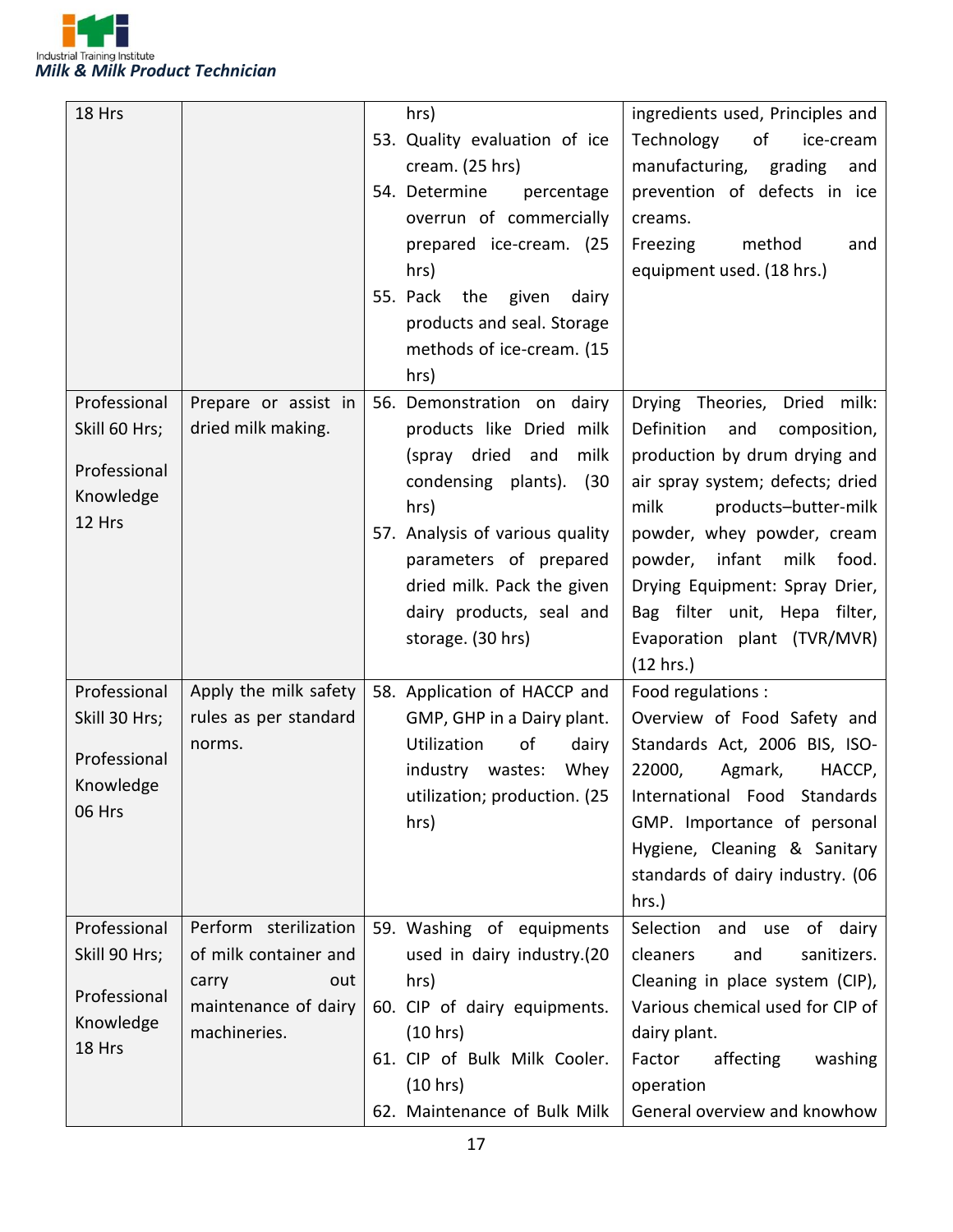| | | | |
|---|---|---|---|
| 18 Hrs | | hrs)<br>53. Quality evaluation of ice cream. (25 hrs)<br>54. Determine percentage overrun of commercially prepared ice-cream. (25 hrs)<br>55. Pack the given dairy products and seal. Storage methods of ice-cream. (15 hrs) | ingredients used, Principles and Technology of ice-cream manufacturing, grading and prevention of defects in ice creams.<br>Freezing method and equipment used. (18 hrs.) |
| Professional Skill 60 Hrs;<br><br>Professional Knowledge 12 Hrs | Prepare or assist in dried milk making. | 56. Demonstration on dairy products like Dried milk (spray dried and milk condensing plants). (30 hrs)<br>57. Analysis of various quality parameters of prepared dried milk. Pack the given dairy products, seal and storage. (30 hrs) | Drying Theories, Dried milk: Definition and composition, production by drum drying and air spray system; defects; dried milk products–butter-milk powder, whey powder, cream powder, infant milk food. Drying Equipment: Spray Drier, Bag filter unit, Hepa filter, Evaporation plant (TVR/MVR) (12 hrs.) |
| Professional Skill 30 Hrs;<br><br>Professional Knowledge 06 Hrs | Apply the milk safety rules as per standard norms. | 58. Application of HACCP and GMP, GHP in a Dairy plant. Utilization of dairy industry wastes: Whey utilization; production. (25 hrs) | Food regulations :<br>Overview of Food Safety and Standards Act, 2006 BIS, ISO-22000, Agmark, HACCP, International Food Standards GMP. Importance of personal Hygiene, Cleaning & Sanitary standards of dairy industry. (06 hrs.) |
| Professional Skill 90 Hrs;<br><br>Professional Knowledge 18 Hrs | Perform sterilization of milk container and carry out maintenance of dairy machineries. | 59. Washing of equipments used in dairy industry.(20 hrs)<br>60. CIP of dairy equipments. (10 hrs)<br>61. CIP of Bulk Milk Cooler. (10 hrs)<br>62. Maintenance of Bulk Milk | Selection and use of dairy cleaners and sanitizers. Cleaning in place system (CIP), Various chemical used for CIP of dairy plant.<br>Factor affecting washing operation<br>General overview and knowhow |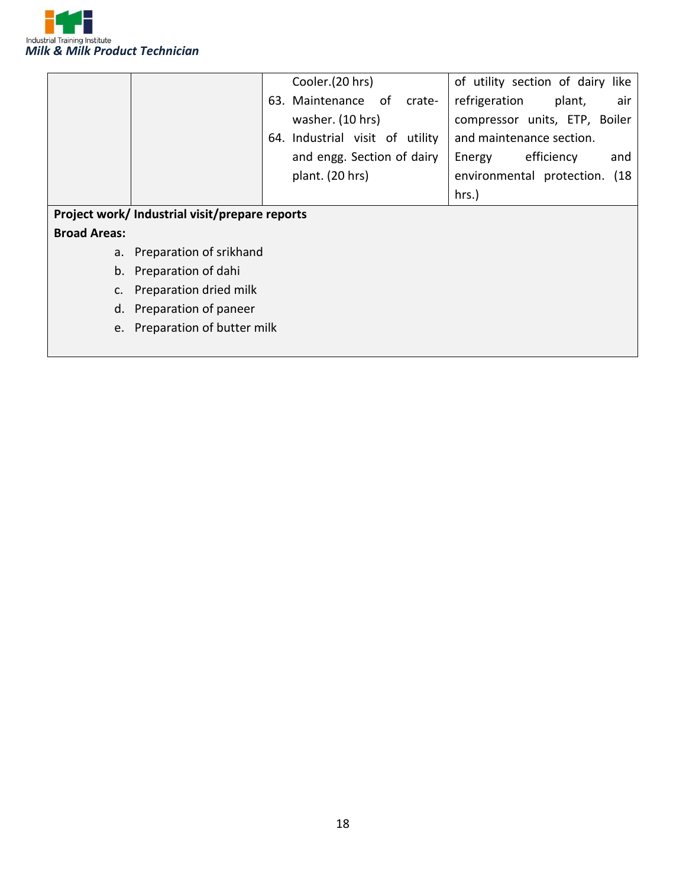| | | | |
|---|---|---|---|
| | | Cooler.(20 hrs)<br>63. Maintenance of crate-washer. (10 hrs)<br>64. Industrial visit of utility and engg. Section of dairy plant. (20 hrs) | of utility section of dairy like refrigeration plant, air compressor units, ETP, Boiler and maintenance section.<br>Energy efficiency and environmental protection. (18 hrs.) |

**Project work/ Industrial visit/prepare reports**

**Broad Areas:**

a. Preparation of srikhand
b. Preparation of dahi
c. Preparation dried milk
d. Preparation of paneer
e. Preparation of butter milk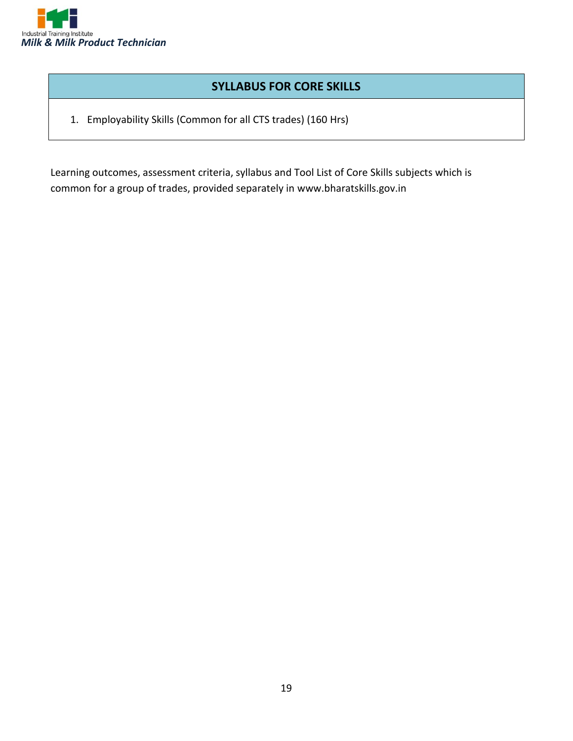## SYLLABUS FOR CORE SKILLS

1. Employability Skills (Common for all CTS trades) (160 Hrs)

Learning outcomes, assessment criteria, syllabus and Tool List of Core Skills subjects which is common for a group of trades, provided separately in www.bharatskills.gov.in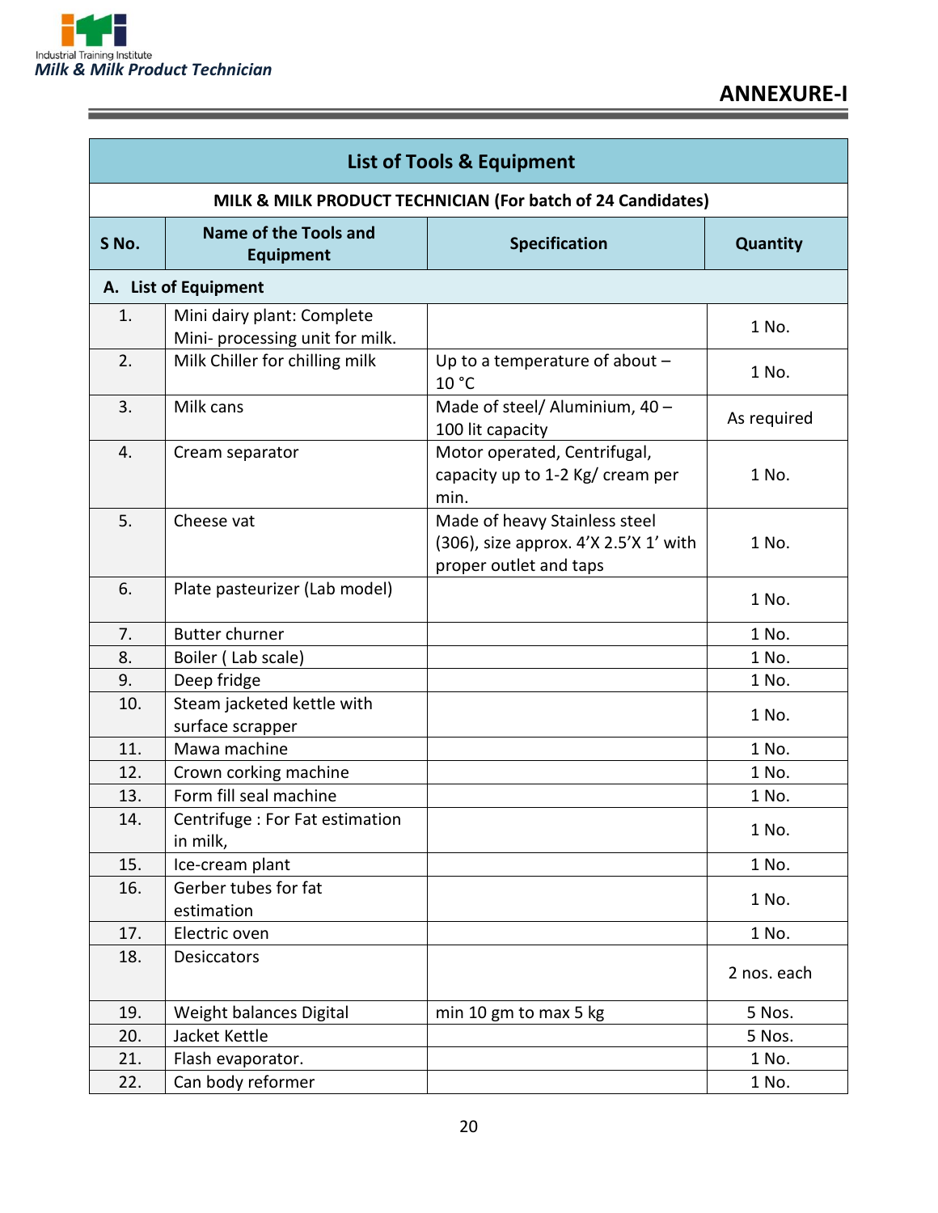## ANNEXURE-I

| List of Tools & Equipment | | | |
|---|---|---|---|
| **MILK & MILK PRODUCT TECHNICIAN (For batch of 24 Candidates)** | | | |
| **S No.** | **Name of the Tools and Equipment** | **Specification** | **Quantity** |
| **A. List of Equipment** | | | |
| 1. | Mini dairy plant: Complete Mini- processing unit for milk. | | 1 No. |
| 2. | Milk Chiller for chilling milk | Up to a temperature of about – 10 °C | 1 No. |
| 3. | Milk cans | Made of steel/ Aluminium, 40 – 100 lit capacity | As required |
| 4. | Cream separator | Motor operated, Centrifugal, capacity up to 1-2 Kg/ cream per min. | 1 No. |
| 5. | Cheese vat | Made of heavy Stainless steel (306), size approx. 4'X 2.5'X 1' with proper outlet and taps | 1 No. |
| 6. | Plate pasteurizer (Lab model) | | 1 No. |
| 7. | Butter churner | | 1 No. |
| 8. | Boiler ( Lab scale) | | 1 No. |
| 9. | Deep fridge | | 1 No. |
| 10. | Steam jacketed kettle with surface scrapper | | 1 No. |
| 11. | Mawa machine | | 1 No. |
| 12. | Crown corking machine | | 1 No. |
| 13. | Form fill seal machine | | 1 No. |
| 14. | Centrifuge : For Fat estimation in milk, | | 1 No. |
| 15. | Ice-cream plant | | 1 No. |
| 16. | Gerber tubes for fat estimation | | 1 No. |
| 17. | Electric oven | | 1 No. |
| 18. | Desiccators | | 2 nos. each |
| 19. | Weight balances Digital | min 10 gm to max 5 kg | 5 Nos. |
| 20. | Jacket Kettle | | 5 Nos. |
| 21. | Flash evaporator. | | 1 No. |
| 22. | Can body reformer | | 1 No. |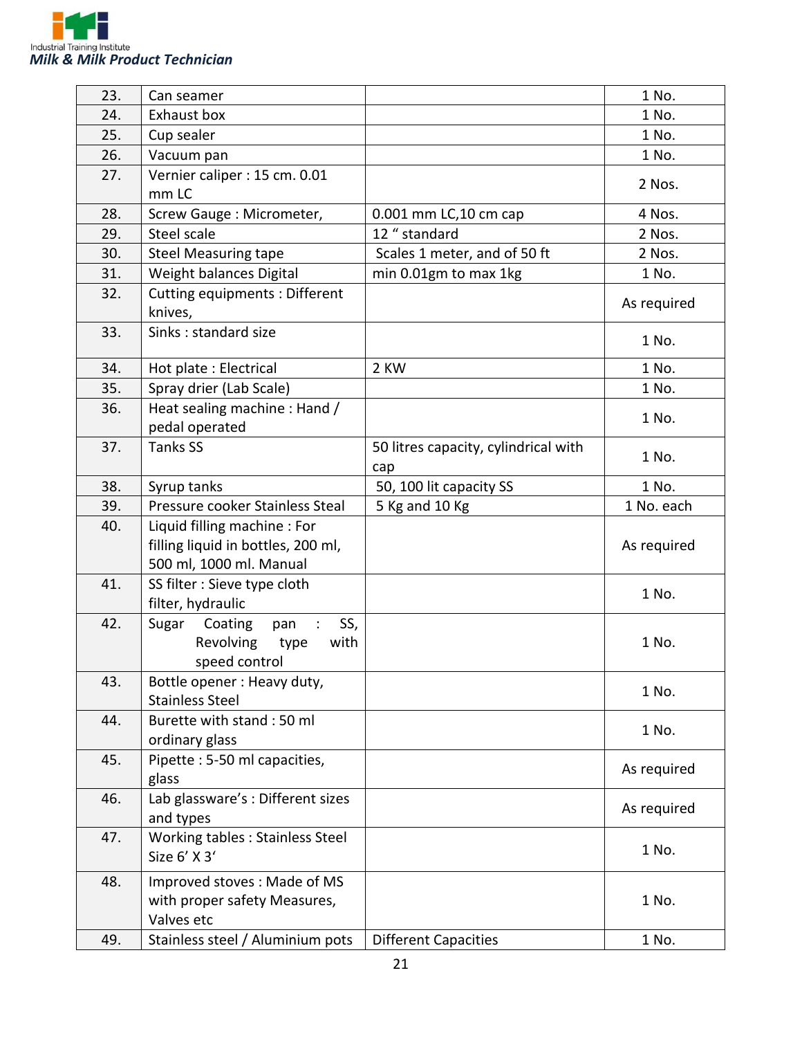| 23. | Can seamer | | 1 No. |
|---|---|---|---|
| 24. | Exhaust box | | 1 No. |
| 25. | Cup sealer | | 1 No. |
| 26. | Vacuum pan | | 1 No. |
| 27. | Vernier caliper : 15 cm. 0.01 mm LC | | 2 Nos. |
| 28. | Screw Gauge : Micrometer, | 0.001 mm LC,10 cm cap | 4 Nos. |
| 29. | Steel scale | 12 " standard | 2 Nos. |
| 30. | Steel Measuring tape | Scales 1 meter, and of 50 ft | 2 Nos. |
| 31. | Weight balances Digital | min 0.01gm to max 1kg | 1 No. |
| 32. | Cutting equipments : Different knives, | | As required |
| 33. | Sinks : standard size | | 1 No. |
| 34. | Hot plate : Electrical | 2 KW | 1 No. |
| 35. | Spray drier (Lab Scale) | | 1 No. |
| 36. | Heat sealing machine : Hand / pedal operated | | 1 No. |
| 37. | Tanks SS | 50 litres capacity, cylindrical with cap | 1 No. |
| 38. | Syrup tanks | 50, 100 lit capacity SS | 1 No. |
| 39. | Pressure cooker Stainless Steal | 5 Kg and 10 Kg | 1 No. each |
| 40. | Liquid filling machine : For filling liquid in bottles, 200 ml, 500 ml, 1000 ml. Manual | | As required |
| 41. | SS filter : Sieve type cloth filter, hydraulic | | 1 No. |
| 42. | Sugar Coating pan : SS, Revolving type with speed control | | 1 No. |
| 43. | Bottle opener : Heavy duty, Stainless Steel | | 1 No. |
| 44. | Burette with stand : 50 ml ordinary glass | | 1 No. |
| 45. | Pipette : 5-50 ml capacities, glass | | As required |
| 46. | Lab glassware's : Different sizes and types | | As required |
| 47. | Working tables : Stainless Steel Size 6' X 3' | | 1 No. |
| 48. | Improved stoves : Made of MS with proper safety Measures, Valves etc | | 1 No. |
| 49. | Stainless steel / Aluminium pots | Different Capacities | 1 No. |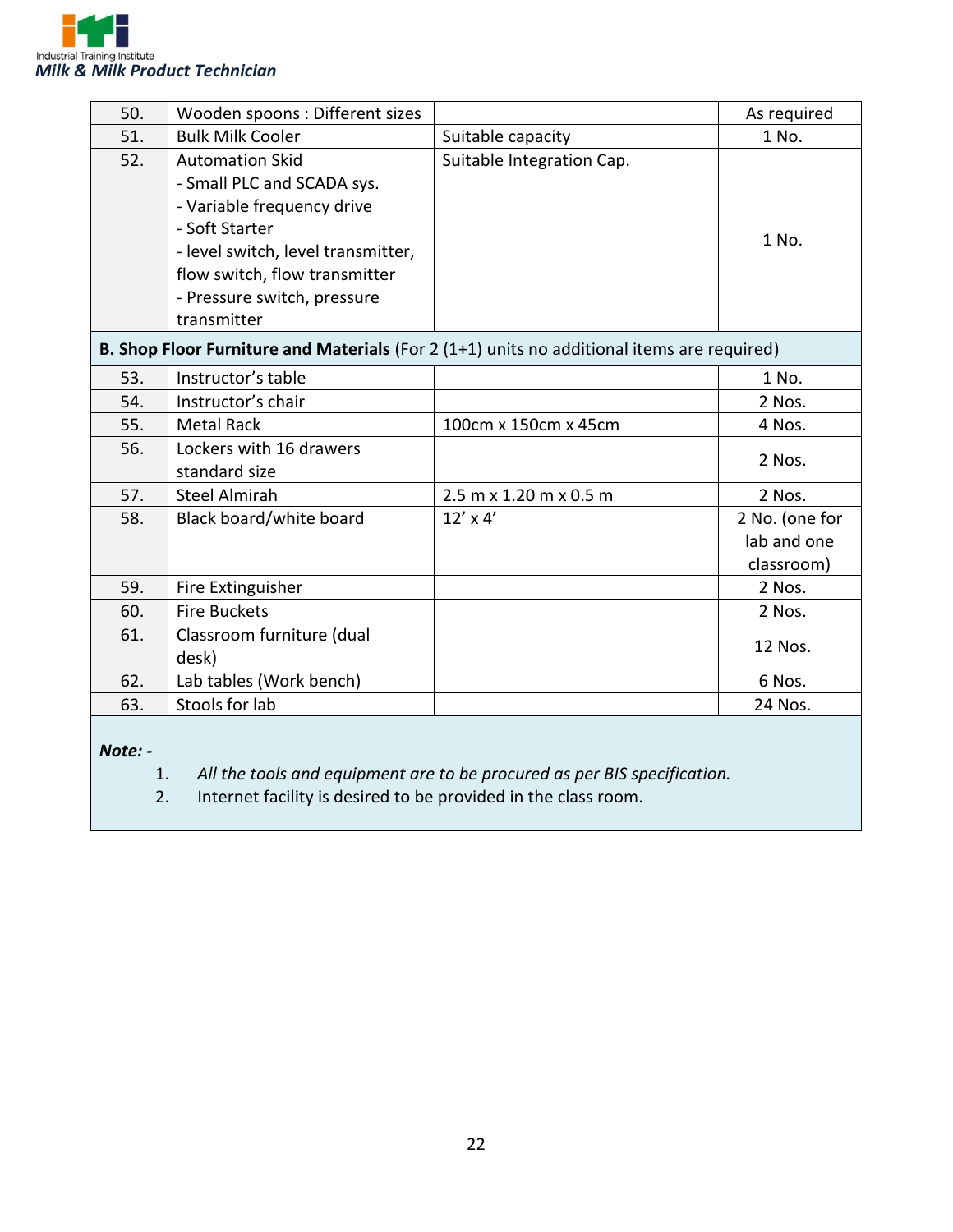| | | | |
|---|---|---|---|
| 50. | Wooden spoons : Different sizes | | As required |
| 51. | Bulk Milk Cooler | Suitable capacity | 1 No. |
| 52. | Automation Skid<br>- Small PLC and SCADA sys.<br>- Variable frequency drive<br>- Soft Starter<br>- level switch, level transmitter, flow switch, flow transmitter<br>- Pressure switch, pressure transmitter | Suitable Integration Cap. | 1 No. |
| **B. Shop Floor Furniture and Materials** (For 2 (1+1) units no additional items are required) | | | |
| 53. | Instructor's table | | 1 No. |
| 54. | Instructor's chair | | 2 Nos. |
| 55. | Metal Rack | 100cm x 150cm x 45cm | 4 Nos. |
| 56. | Lockers with 16 drawers standard size | | 2 Nos. |
| 57. | Steel Almirah | 2.5 m x 1.20 m x 0.5 m | 2 Nos. |
| 58. | Black board/white board | 12' x 4' | 2 No. (one for lab and one classroom) |
| 59. | Fire Extinguisher | | 2 Nos. |
| 60. | Fire Buckets | | 2 Nos. |
| 61. | Classroom furniture (dual desk) | | 12 Nos. |
| 62. | Lab tables (Work bench) | | 6 Nos. |
| 63. | Stools for lab | | 24 Nos. |

***Note: -***

1. *All the tools and equipment are to be procured as per BIS specification.*
2. Internet facility is desired to be provided in the class room.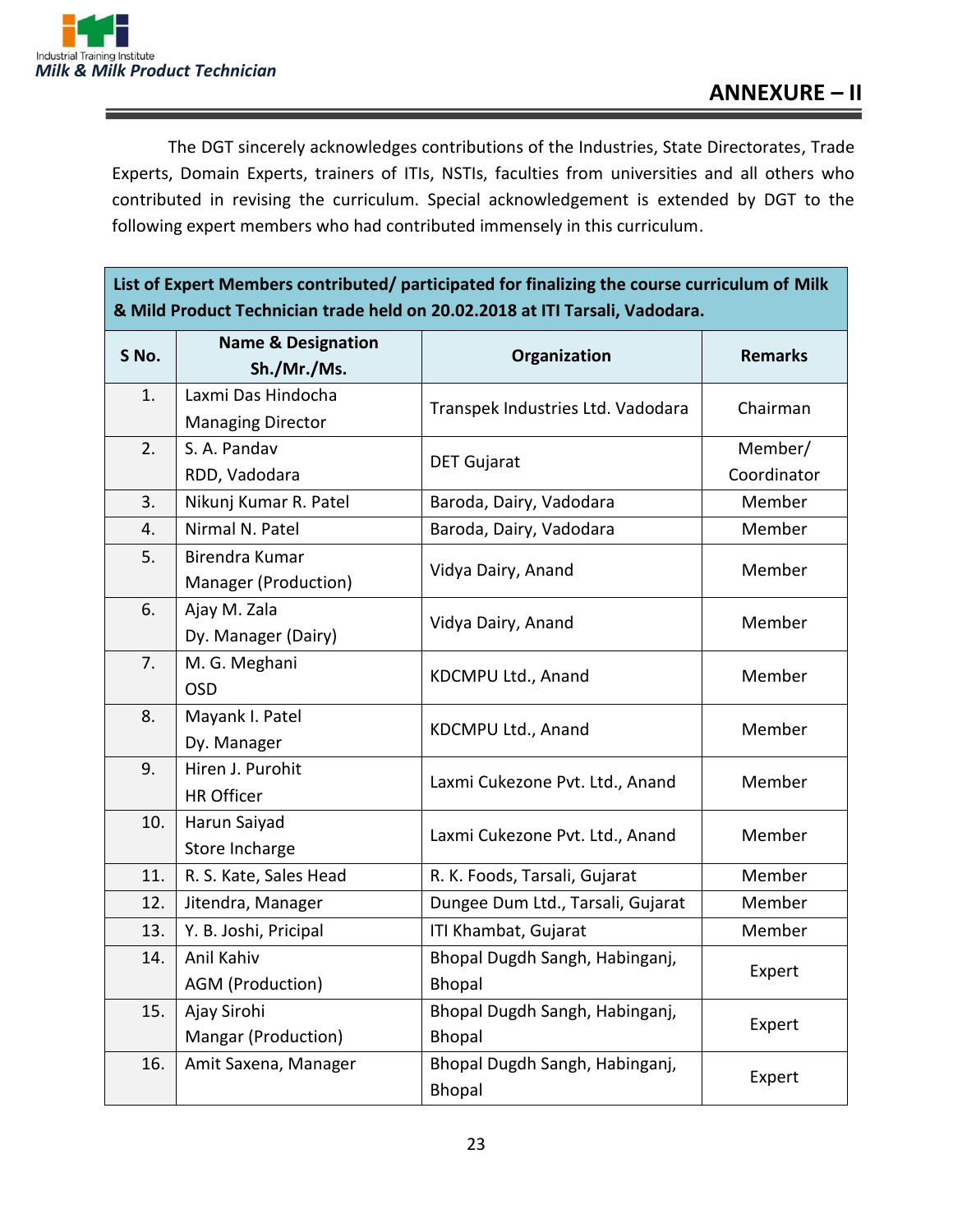## ANNEXURE – II

The DGT sincerely acknowledges contributions of the Industries, State Directorates, Trade Experts, Domain Experts, trainers of ITIs, NSTIs, faculties from universities and all others who contributed in revising the curriculum. Special acknowledgement is extended by DGT to the following expert members who had contributed immensely in this curriculum.

| **List of Expert Members contributed/ participated for finalizing the course curriculum of Milk & Mild Product Technician trade held on 20.02.2018 at ITI Tarsali, Vadodara.** | | | |
|---|---|---|---|
| **S No.** | **Name & Designation Sh./Mr./Ms.** | **Organization** | **Remarks** |
| 1. | Laxmi Das Hindocha<br>Managing Director | Transpek Industries Ltd. Vadodara | Chairman |
| 2. | S. A. Pandav<br>RDD, Vadodara | DET Gujarat | Member/ Coordinator |
| 3. | Nikunj Kumar R. Patel | Baroda, Dairy, Vadodara | Member |
| 4. | Nirmal N. Patel | Baroda, Dairy, Vadodara | Member |
| 5. | Birendra Kumar<br>Manager (Production) | Vidya Dairy, Anand | Member |
| 6. | Ajay M. Zala<br>Dy. Manager (Dairy) | Vidya Dairy, Anand | Member |
| 7. | M. G. Meghani<br>OSD | KDCMPU Ltd., Anand | Member |
| 8. | Mayank I. Patel<br>Dy. Manager | KDCMPU Ltd., Anand | Member |
| 9. | Hiren J. Purohit<br>HR Officer | Laxmi Cukezone Pvt. Ltd., Anand | Member |
| 10. | Harun Saiyad<br>Store Incharge | Laxmi Cukezone Pvt. Ltd., Anand | Member |
| 11. | R. S. Kate, Sales Head | R. K. Foods, Tarsali, Gujarat | Member |
| 12. | Jitendra, Manager | Dungee Dum Ltd., Tarsali, Gujarat | Member |
| 13. | Y. B. Joshi, Pricipal | ITI Khambat, Gujarat | Member |
| 14. | Anil Kahiv<br>AGM (Production) | Bhopal Dugdh Sangh, Habinganj, Bhopal | Expert |
| 15. | Ajay Sirohi<br>Mangar (Production) | Bhopal Dugdh Sangh, Habinganj, Bhopal | Expert |
| 16. | Amit Saxena, Manager | Bhopal Dugdh Sangh, Habinganj, Bhopal | Expert |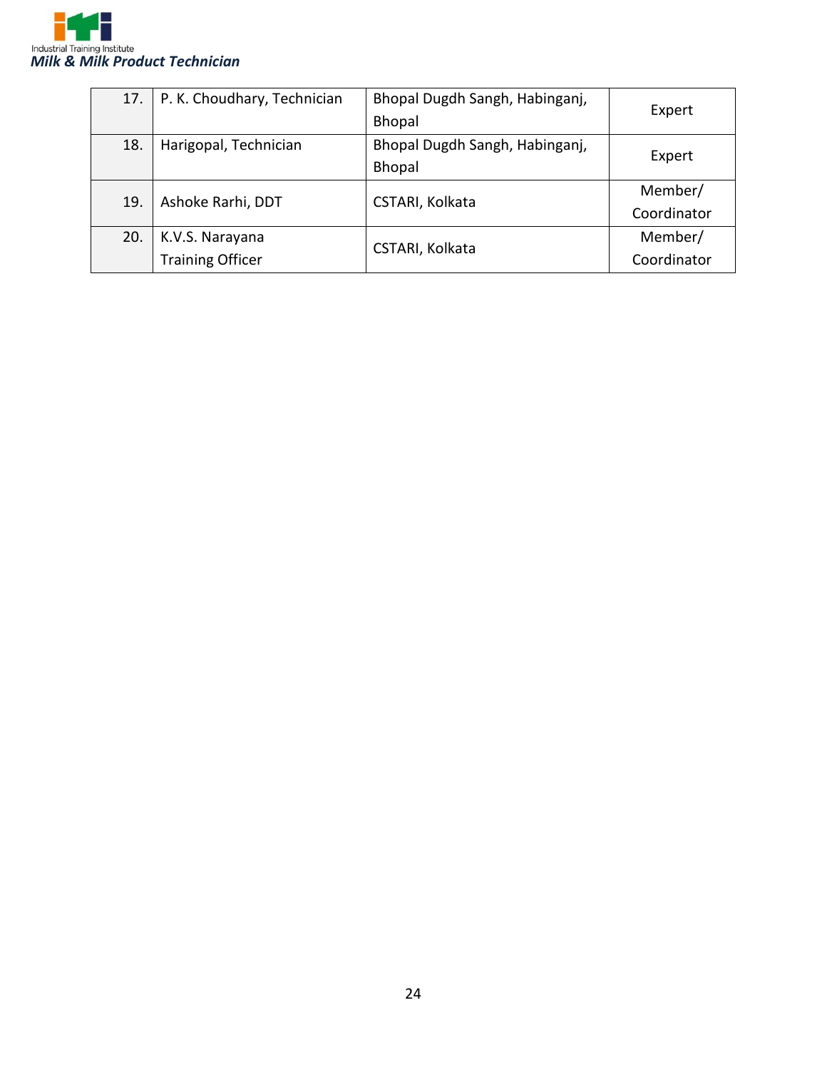| 17. | P. K. Choudhary, Technician | Bhopal Dugdh Sangh, Habinganj, Bhopal | Expert |
|---|---|---|---|
| 18. | Harigopal, Technician | Bhopal Dugdh Sangh, Habinganj, Bhopal | Expert |
| 19. | Ashoke Rarhi, DDT | CSTARI, Kolkata | Member/ Coordinator |
| 20. | K.V.S. Narayana Training Officer | CSTARI, Kolkata | Member/ Coordinator |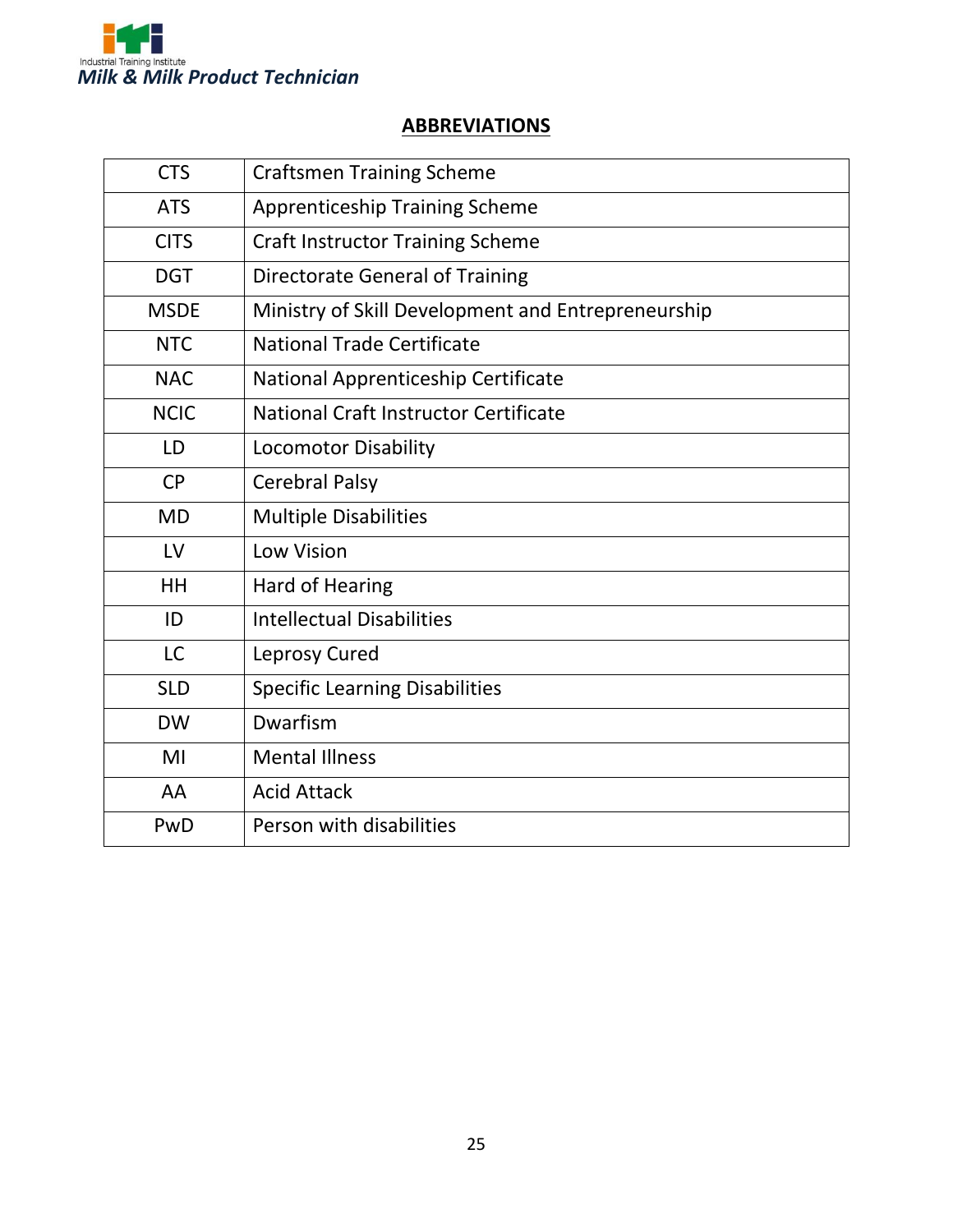## ABBREVIATIONS

| | |
|---|---|
| CTS | Craftsmen Training Scheme |
| ATS | Apprenticeship Training Scheme |
| CITS | Craft Instructor Training Scheme |
| DGT | Directorate General of Training |
| MSDE | Ministry of Skill Development and Entrepreneurship |
| NTC | National Trade Certificate |
| NAC | National Apprenticeship Certificate |
| NCIC | National Craft Instructor Certificate |
| LD | Locomotor Disability |
| CP | Cerebral Palsy |
| MD | Multiple Disabilities |
| LV | Low Vision |
| HH | Hard of Hearing |
| ID | Intellectual Disabilities |
| LC | Leprosy Cured |
| SLD | Specific Learning Disabilities |
| DW | Dwarfism |
| MI | Mental Illness |
| AA | Acid Attack |
| PwD | Person with disabilities |